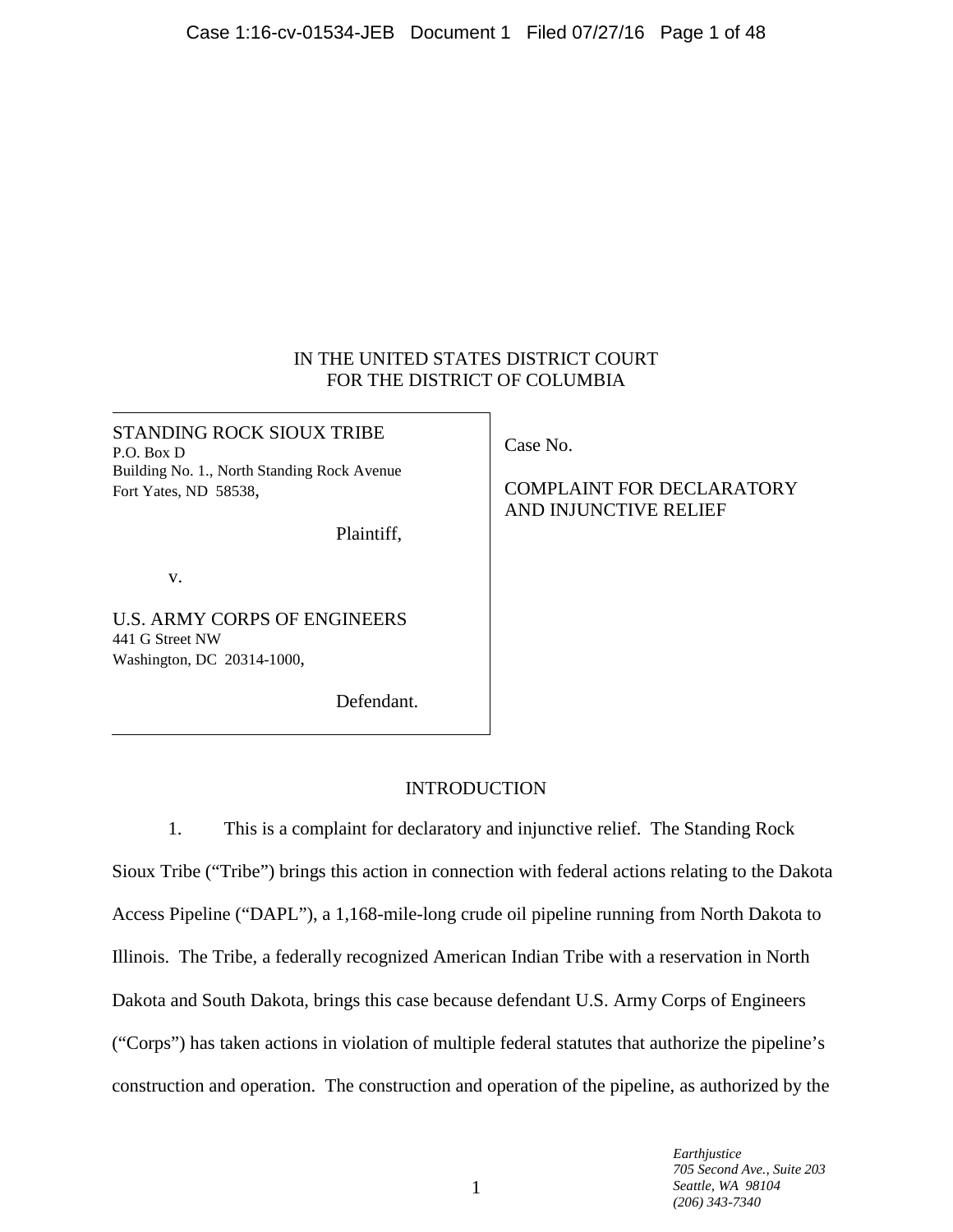IN THE UNITED STATES DISTRICT COURT
FOR THE DISTRICT OF COLUMBIA

| | |
|---|---|
| STANDING ROCK SIOUX TRIBE<br>P.O. Box D<br>Building No. 1., North Standing Rock Avenue<br>Fort Yates, ND 58538,<br><br>Plaintiff,<br><br>v.<br><br>U.S. ARMY CORPS OF ENGINEERS<br>441 G Street NW<br>Washington, DC 20314-1000,<br><br>Defendant. | Case No.<br><br>COMPLAINT FOR DECLARATORY AND INJUNCTIVE RELIEF |

## INTRODUCTION

1. This is a complaint for declaratory and injunctive relief. The Standing Rock Sioux Tribe ("Tribe") brings this action in connection with federal actions relating to the Dakota Access Pipeline ("DAPL"), a 1,168-mile-long crude oil pipeline running from North Dakota to Illinois. The Tribe, a federally recognized American Indian Tribe with a reservation in North Dakota and South Dakota, brings this case because defendant U.S. Army Corps of Engineers ("Corps") has taken actions in violation of multiple federal statutes that authorize the pipeline's construction and operation. The construction and operation of the pipeline, as authorized by the

*Earthjustice*
*705 Second Ave., Suite 203*
*Seattle, WA 98104*
*(206) 343-7340*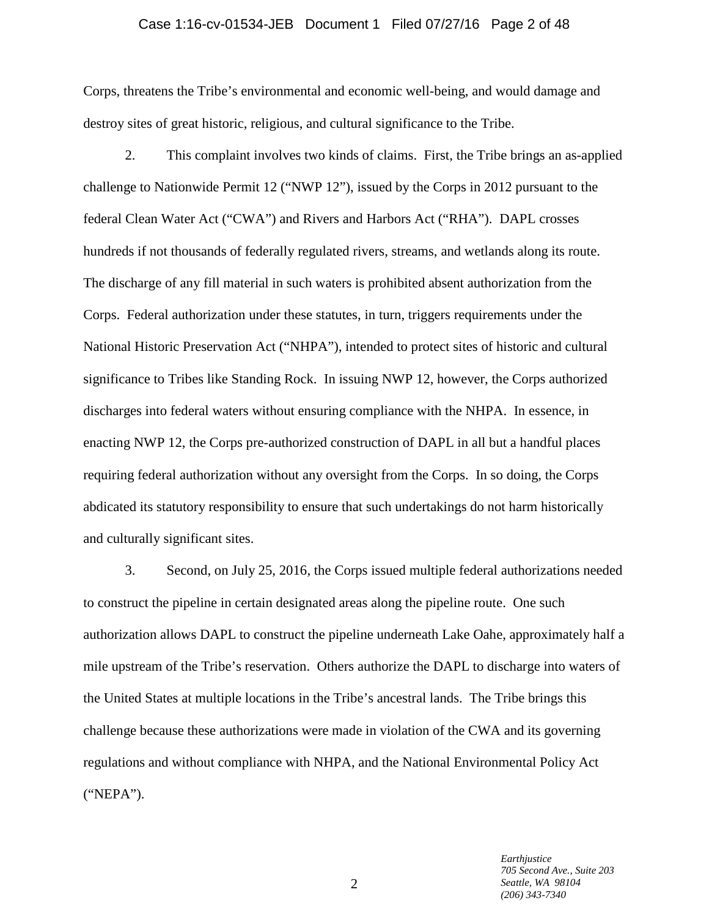Corps, threatens the Tribe's environmental and economic well-being, and would damage and destroy sites of great historic, religious, and cultural significance to the Tribe.

2. This complaint involves two kinds of claims. First, the Tribe brings an as-applied challenge to Nationwide Permit 12 ("NWP 12"), issued by the Corps in 2012 pursuant to the federal Clean Water Act ("CWA") and Rivers and Harbors Act ("RHA"). DAPL crosses hundreds if not thousands of federally regulated rivers, streams, and wetlands along its route. The discharge of any fill material in such waters is prohibited absent authorization from the Corps. Federal authorization under these statutes, in turn, triggers requirements under the National Historic Preservation Act ("NHPA"), intended to protect sites of historic and cultural significance to Tribes like Standing Rock. In issuing NWP 12, however, the Corps authorized discharges into federal waters without ensuring compliance with the NHPA. In essence, in enacting NWP 12, the Corps pre-authorized construction of DAPL in all but a handful places requiring federal authorization without any oversight from the Corps. In so doing, the Corps abdicated its statutory responsibility to ensure that such undertakings do not harm historically and culturally significant sites.

3. Second, on July 25, 2016, the Corps issued multiple federal authorizations needed to construct the pipeline in certain designated areas along the pipeline route. One such authorization allows DAPL to construct the pipeline underneath Lake Oahe, approximately half a mile upstream of the Tribe's reservation. Others authorize the DAPL to discharge into waters of the United States at multiple locations in the Tribe's ancestral lands. The Tribe brings this challenge because these authorizations were made in violation of the CWA and its governing regulations and without compliance with NHPA, and the National Environmental Policy Act ("NEPA").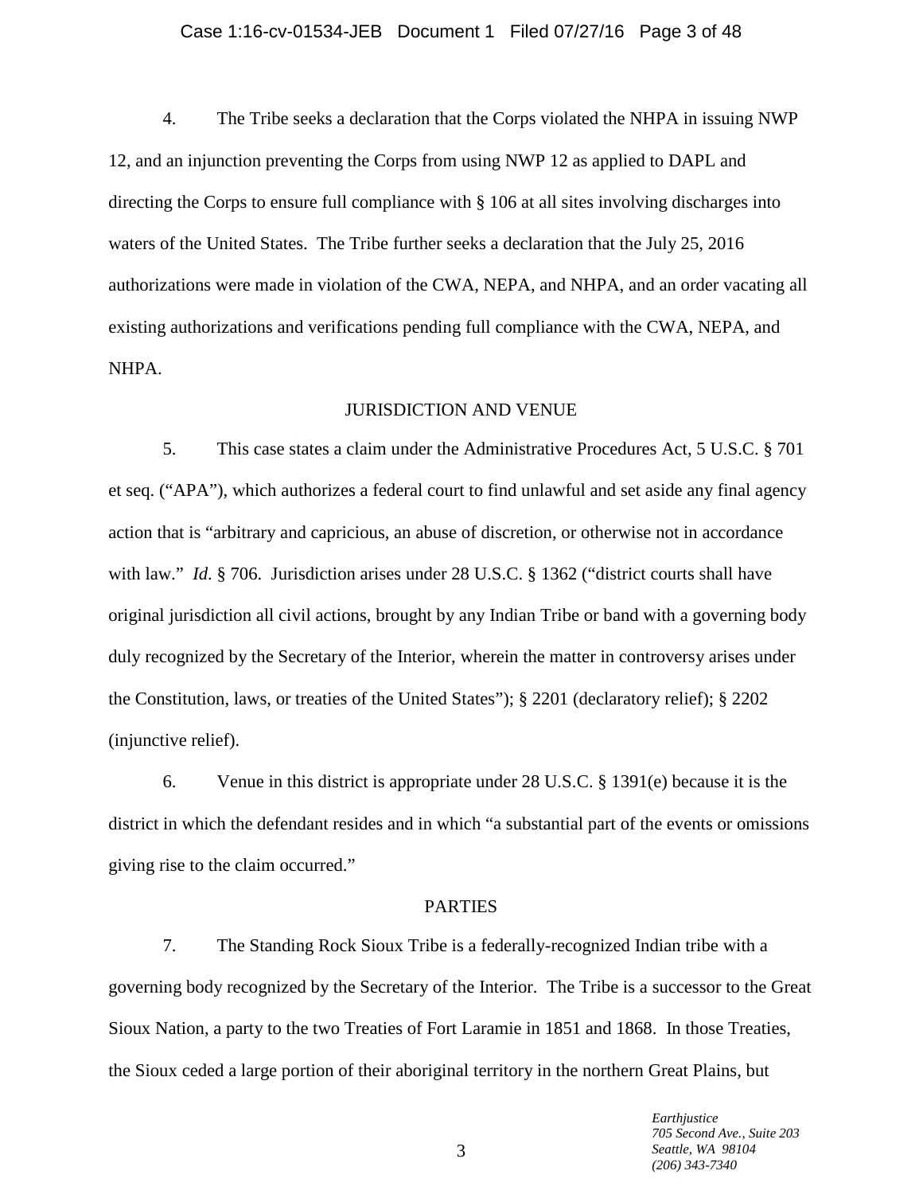4. The Tribe seeks a declaration that the Corps violated the NHPA in issuing NWP 12, and an injunction preventing the Corps from using NWP 12 as applied to DAPL and directing the Corps to ensure full compliance with § 106 at all sites involving discharges into waters of the United States. The Tribe further seeks a declaration that the July 25, 2016 authorizations were made in violation of the CWA, NEPA, and NHPA, and an order vacating all existing authorizations and verifications pending full compliance with the CWA, NEPA, and NHPA.

## JURISDICTION AND VENUE

5. This case states a claim under the Administrative Procedures Act, 5 U.S.C. § 701 et seq. ("APA"), which authorizes a federal court to find unlawful and set aside any final agency action that is "arbitrary and capricious, an abuse of discretion, or otherwise not in accordance with law." *Id*. § 706. Jurisdiction arises under 28 U.S.C. § 1362 ("district courts shall have original jurisdiction all civil actions, brought by any Indian Tribe or band with a governing body duly recognized by the Secretary of the Interior, wherein the matter in controversy arises under the Constitution, laws, or treaties of the United States"); § 2201 (declaratory relief); § 2202 (injunctive relief).

6. Venue in this district is appropriate under 28 U.S.C. § 1391(e) because it is the district in which the defendant resides and in which "a substantial part of the events or omissions giving rise to the claim occurred."

## PARTIES

7. The Standing Rock Sioux Tribe is a federally-recognized Indian tribe with a governing body recognized by the Secretary of the Interior. The Tribe is a successor to the Great Sioux Nation, a party to the two Treaties of Fort Laramie in 1851 and 1868. In those Treaties, the Sioux ceded a large portion of their aboriginal territory in the northern Great Plains, but

*Earthjustice*
*705 Second Ave., Suite 203*
*Seattle, WA 98104*
*(206) 343-7340*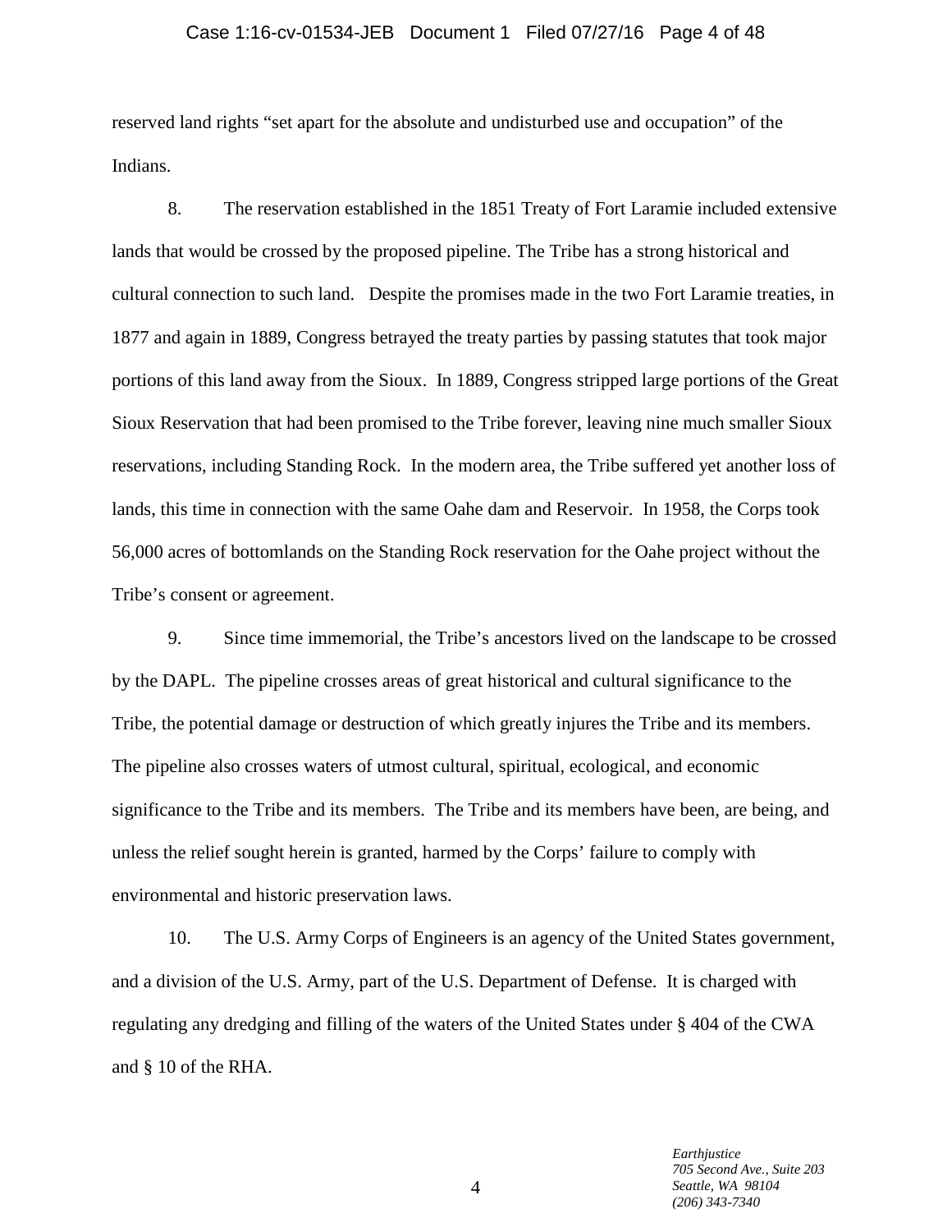reserved land rights “set apart for the absolute and undisturbed use and occupation” of the Indians.

8. The reservation established in the 1851 Treaty of Fort Laramie included extensive lands that would be crossed by the proposed pipeline. The Tribe has a strong historical and cultural connection to such land. Despite the promises made in the two Fort Laramie treaties, in 1877 and again in 1889, Congress betrayed the treaty parties by passing statutes that took major portions of this land away from the Sioux. In 1889, Congress stripped large portions of the Great Sioux Reservation that had been promised to the Tribe forever, leaving nine much smaller Sioux reservations, including Standing Rock. In the modern area, the Tribe suffered yet another loss of lands, this time in connection with the same Oahe dam and Reservoir. In 1958, the Corps took 56,000 acres of bottomlands on the Standing Rock reservation for the Oahe project without the Tribe’s consent or agreement.

9. Since time immemorial, the Tribe’s ancestors lived on the landscape to be crossed by the DAPL. The pipeline crosses areas of great historical and cultural significance to the Tribe, the potential damage or destruction of which greatly injures the Tribe and its members. The pipeline also crosses waters of utmost cultural, spiritual, ecological, and economic significance to the Tribe and its members. The Tribe and its members have been, are being, and unless the relief sought herein is granted, harmed by the Corps’ failure to comply with environmental and historic preservation laws.

10. The U.S. Army Corps of Engineers is an agency of the United States government, and a division of the U.S. Army, part of the U.S. Department of Defense. It is charged with regulating any dredging and filling of the waters of the United States under § 404 of the CWA and § 10 of the RHA.

*Earthjustice*
*705 Second Ave., Suite 203*
*Seattle, WA 98104*
*(206) 343-7340*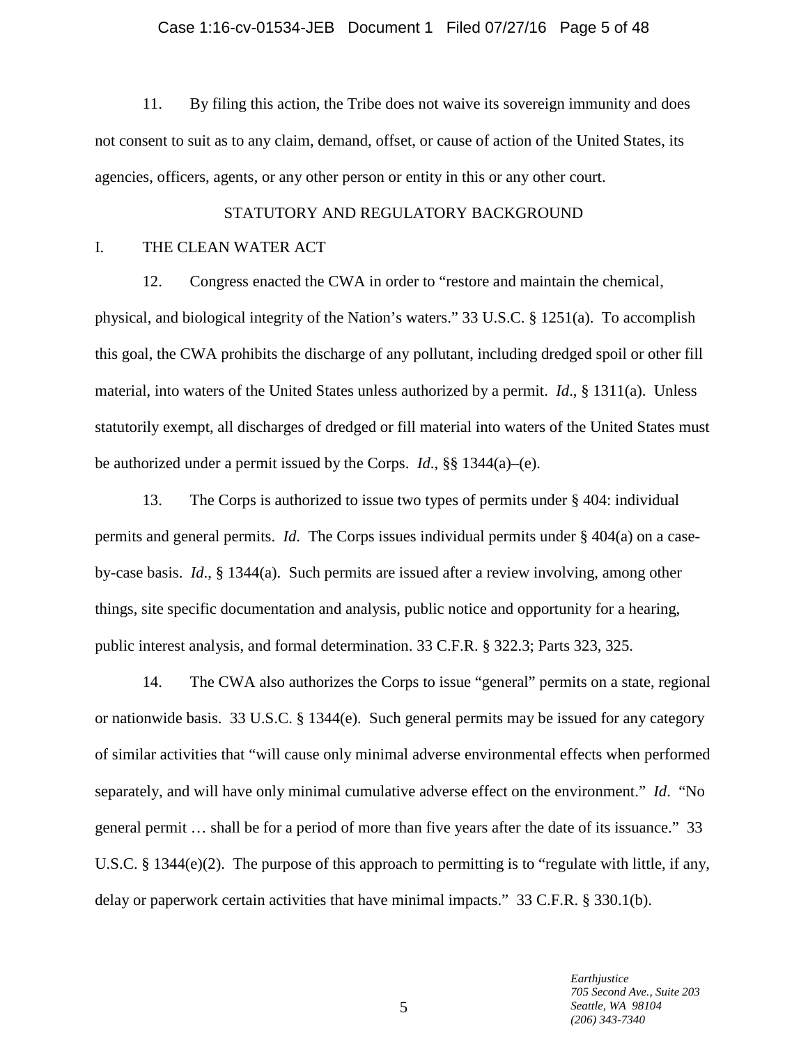11. By filing this action, the Tribe does not waive its sovereign immunity and does not consent to suit as to any claim, demand, offset, or cause of action of the United States, its agencies, officers, agents, or any other person or entity in this or any other court.

## STATUTORY AND REGULATORY BACKGROUND

### I. THE CLEAN WATER ACT

12. Congress enacted the CWA in order to "restore and maintain the chemical, physical, and biological integrity of the Nation's waters." 33 U.S.C. § 1251(a). To accomplish this goal, the CWA prohibits the discharge of any pollutant, including dredged spoil or other fill material, into waters of the United States unless authorized by a permit. *Id*., § 1311(a). Unless statutorily exempt, all discharges of dredged or fill material into waters of the United States must be authorized under a permit issued by the Corps. *Id*., §§ 1344(a)–(e).

13. The Corps is authorized to issue two types of permits under § 404: individual permits and general permits. *Id*. The Corps issues individual permits under § 404(a) on a case-by-case basis. *Id*., § 1344(a). Such permits are issued after a review involving, among other things, site specific documentation and analysis, public notice and opportunity for a hearing, public interest analysis, and formal determination. 33 C.F.R. § 322.3; Parts 323, 325.

14. The CWA also authorizes the Corps to issue "general" permits on a state, regional or nationwide basis. 33 U.S.C. § 1344(e). Such general permits may be issued for any category of similar activities that "will cause only minimal adverse environmental effects when performed separately, and will have only minimal cumulative adverse effect on the environment." *Id*. "No general permit … shall be for a period of more than five years after the date of its issuance." 33 U.S.C. § 1344(e)(2). The purpose of this approach to permitting is to "regulate with little, if any, delay or paperwork certain activities that have minimal impacts." 33 C.F.R. § 330.1(b).

*Earthjustice*
*705 Second Ave., Suite 203*
*Seattle, WA 98104*
*(206) 343-7340*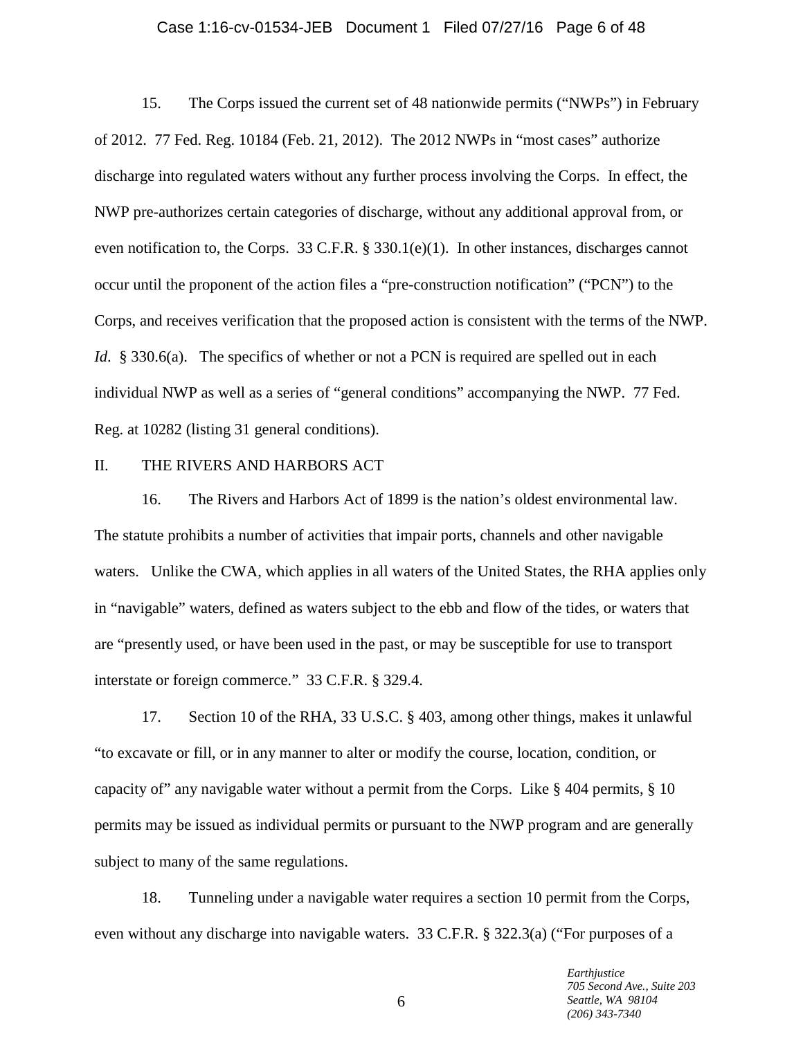15. The Corps issued the current set of 48 nationwide permits ("NWPs") in February of 2012. 77 Fed. Reg. 10184 (Feb. 21, 2012). The 2012 NWPs in "most cases" authorize discharge into regulated waters without any further process involving the Corps. In effect, the NWP pre-authorizes certain categories of discharge, without any additional approval from, or even notification to, the Corps. 33 C.F.R. § 330.1(e)(1). In other instances, discharges cannot occur until the proponent of the action files a "pre-construction notification" ("PCN") to the Corps, and receives verification that the proposed action is consistent with the terms of the NWP. *Id*. § 330.6(a). The specifics of whether or not a PCN is required are spelled out in each individual NWP as well as a series of "general conditions" accompanying the NWP. 77 Fed. Reg. at 10282 (listing 31 general conditions).

## II. THE RIVERS AND HARBORS ACT

16. The Rivers and Harbors Act of 1899 is the nation's oldest environmental law. The statute prohibits a number of activities that impair ports, channels and other navigable waters. Unlike the CWA, which applies in all waters of the United States, the RHA applies only in "navigable" waters, defined as waters subject to the ebb and flow of the tides, or waters that are "presently used, or have been used in the past, or may be susceptible for use to transport interstate or foreign commerce." 33 C.F.R. § 329.4.

17. Section 10 of the RHA, 33 U.S.C. § 403, among other things, makes it unlawful "to excavate or fill, or in any manner to alter or modify the course, location, condition, or capacity of" any navigable water without a permit from the Corps. Like § 404 permits, § 10 permits may be issued as individual permits or pursuant to the NWP program and are generally subject to many of the same regulations.

18. Tunneling under a navigable water requires a section 10 permit from the Corps, even without any discharge into navigable waters. 33 C.F.R. § 322.3(a) ("For purposes of a

*Earthjustice*
*705 Second Ave., Suite 203*
*Seattle, WA 98104*
*(206) 343-7340*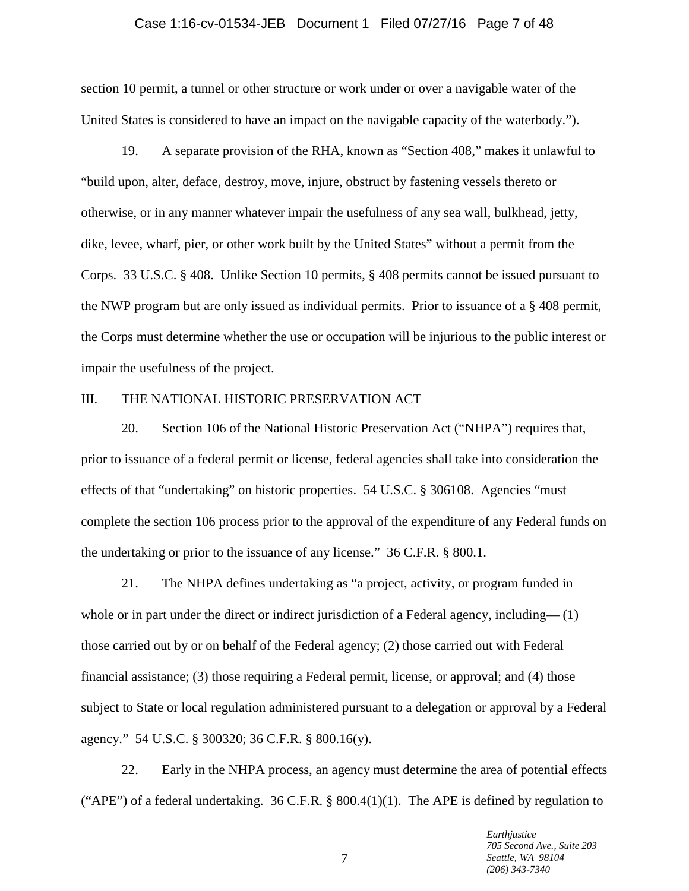section 10 permit, a tunnel or other structure or work under or over a navigable water of the United States is considered to have an impact on the navigable capacity of the waterbody.").

19. A separate provision of the RHA, known as "Section 408," makes it unlawful to "build upon, alter, deface, destroy, move, injure, obstruct by fastening vessels thereto or otherwise, or in any manner whatever impair the usefulness of any sea wall, bulkhead, jetty, dike, levee, wharf, pier, or other work built by the United States" without a permit from the Corps. 33 U.S.C. § 408. Unlike Section 10 permits, § 408 permits cannot be issued pursuant to the NWP program but are only issued as individual permits. Prior to issuance of a § 408 permit, the Corps must determine whether the use or occupation will be injurious to the public interest or impair the usefulness of the project.

## III. THE NATIONAL HISTORIC PRESERVATION ACT

20. Section 106 of the National Historic Preservation Act ("NHPA") requires that, prior to issuance of a federal permit or license, federal agencies shall take into consideration the effects of that "undertaking" on historic properties. 54 U.S.C. § 306108. Agencies "must complete the section 106 process prior to the approval of the expenditure of any Federal funds on the undertaking or prior to the issuance of any license." 36 C.F.R. § 800.1.

21. The NHPA defines undertaking as "a project, activity, or program funded in whole or in part under the direct or indirect jurisdiction of a Federal agency, including— (1) those carried out by or on behalf of the Federal agency; (2) those carried out with Federal financial assistance; (3) those requiring a Federal permit, license, or approval; and (4) those subject to State or local regulation administered pursuant to a delegation or approval by a Federal agency." 54 U.S.C. § 300320; 36 C.F.R. § 800.16(y).

22. Early in the NHPA process, an agency must determine the area of potential effects ("APE") of a federal undertaking. 36 C.F.R. § 800.4(1)(1). The APE is defined by regulation to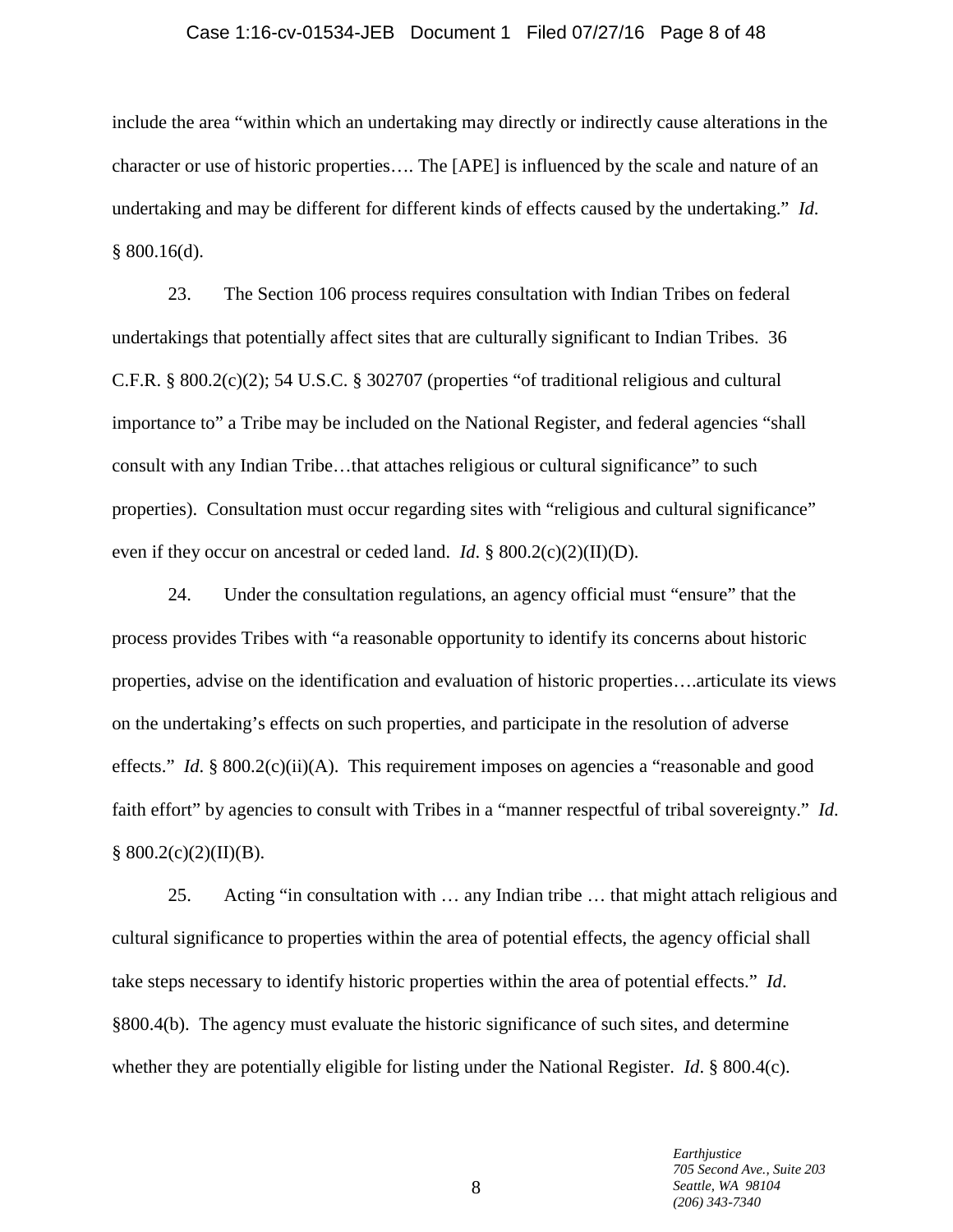include the area "within which an undertaking may directly or indirectly cause alterations in the character or use of historic properties…. The [APE] is influenced by the scale and nature of an undertaking and may be different for different kinds of effects caused by the undertaking." *Id.* § 800.16(d).

23. The Section 106 process requires consultation with Indian Tribes on federal undertakings that potentially affect sites that are culturally significant to Indian Tribes. 36 C.F.R. § 800.2(c)(2); 54 U.S.C. § 302707 (properties "of traditional religious and cultural importance to" a Tribe may be included on the National Register, and federal agencies "shall consult with any Indian Tribe…that attaches religious or cultural significance" to such properties). Consultation must occur regarding sites with "religious and cultural significance" even if they occur on ancestral or ceded land. *Id.* § 800.2(c)(2)(II)(D).

24. Under the consultation regulations, an agency official must "ensure" that the process provides Tribes with "a reasonable opportunity to identify its concerns about historic properties, advise on the identification and evaluation of historic properties….articulate its views on the undertaking's effects on such properties, and participate in the resolution of adverse effects." *Id.* § 800.2(c)(ii)(A). This requirement imposes on agencies a "reasonable and good faith effort" by agencies to consult with Tribes in a "manner respectful of tribal sovereignty." *Id.* § 800.2(c)(2)(II)(B).

25. Acting "in consultation with … any Indian tribe … that might attach religious and cultural significance to properties within the area of potential effects, the agency official shall take steps necessary to identify historic properties within the area of potential effects." *Id*. §800.4(b). The agency must evaluate the historic significance of such sites, and determine whether they are potentially eligible for listing under the National Register. *Id*. § 800.4(c).

*Earthjustice*
*705 Second Ave., Suite 203*
*Seattle, WA 98104*
*(206) 343-7340*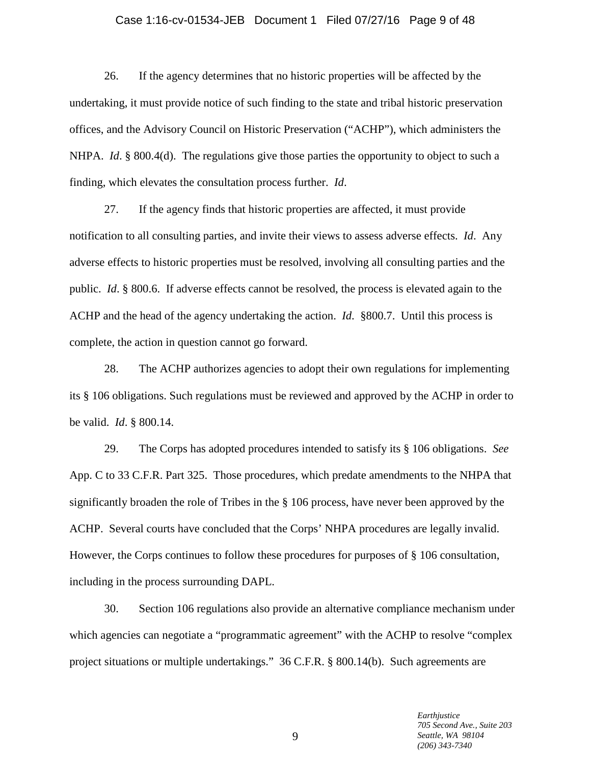26. If the agency determines that no historic properties will be affected by the undertaking, it must provide notice of such finding to the state and tribal historic preservation offices, and the Advisory Council on Historic Preservation ("ACHP"), which administers the NHPA. *Id*. § 800.4(d). The regulations give those parties the opportunity to object to such a finding, which elevates the consultation process further. *Id*.

27. If the agency finds that historic properties are affected, it must provide notification to all consulting parties, and invite their views to assess adverse effects. *Id*. Any adverse effects to historic properties must be resolved, involving all consulting parties and the public. *Id*. § 800.6. If adverse effects cannot be resolved, the process is elevated again to the ACHP and the head of the agency undertaking the action. *Id*. §800.7. Until this process is complete, the action in question cannot go forward.

28. The ACHP authorizes agencies to adopt their own regulations for implementing its § 106 obligations. Such regulations must be reviewed and approved by the ACHP in order to be valid. *Id*. § 800.14.

29. The Corps has adopted procedures intended to satisfy its § 106 obligations. *See* App. C to 33 C.F.R. Part 325. Those procedures, which predate amendments to the NHPA that significantly broaden the role of Tribes in the § 106 process, have never been approved by the ACHP. Several courts have concluded that the Corps' NHPA procedures are legally invalid. However, the Corps continues to follow these procedures for purposes of § 106 consultation, including in the process surrounding DAPL.

30. Section 106 regulations also provide an alternative compliance mechanism under which agencies can negotiate a "programmatic agreement" with the ACHP to resolve "complex project situations or multiple undertakings." 36 C.F.R. § 800.14(b). Such agreements are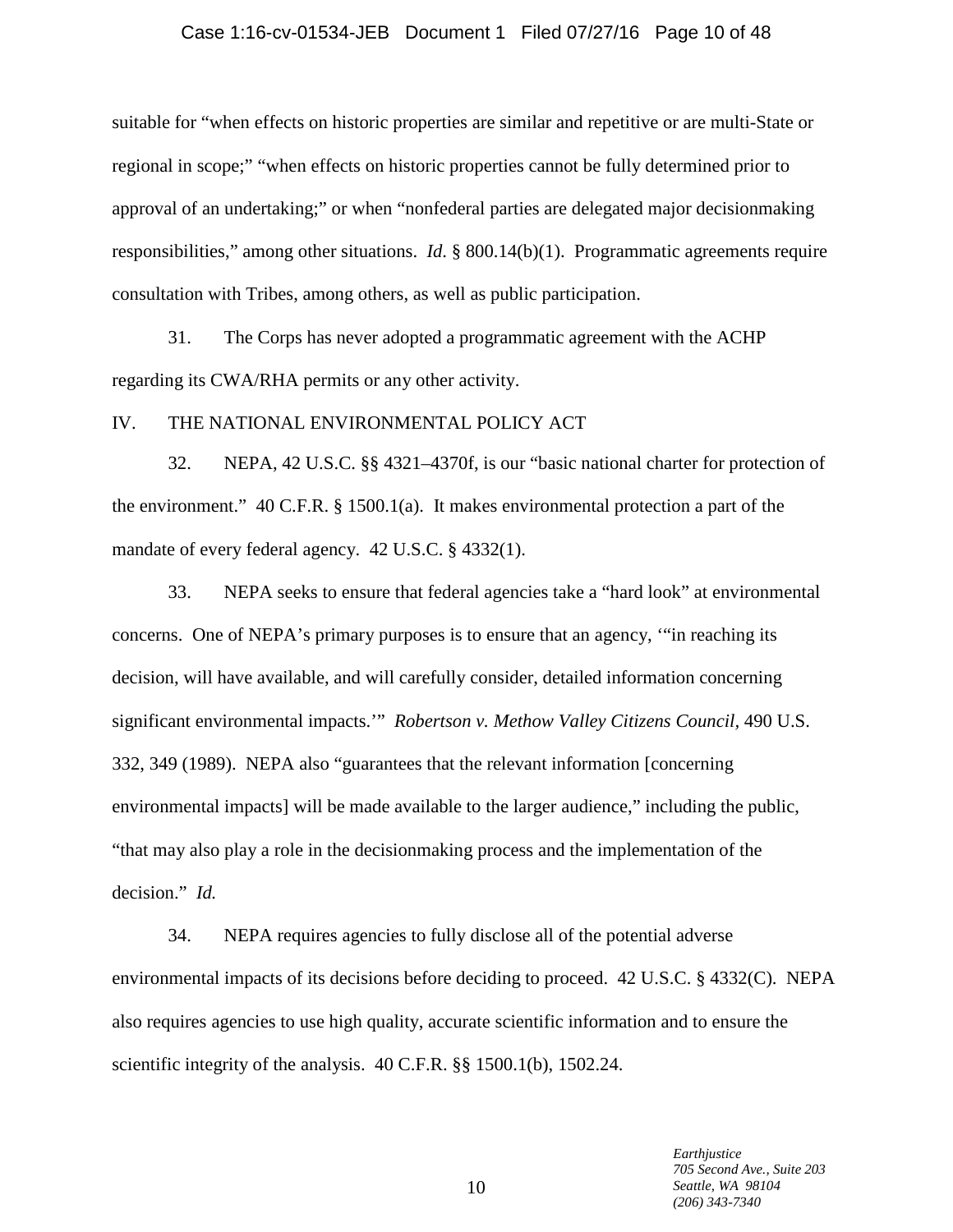suitable for "when effects on historic properties are similar and repetitive or are multi-State or regional in scope;" "when effects on historic properties cannot be fully determined prior to approval of an undertaking;" or when "nonfederal parties are delegated major decisionmaking responsibilities," among other situations. *Id*. § 800.14(b)(1). Programmatic agreements require consultation with Tribes, among others, as well as public participation.

31. The Corps has never adopted a programmatic agreement with the ACHP regarding its CWA/RHA permits or any other activity.

## IV. THE NATIONAL ENVIRONMENTAL POLICY ACT

32. NEPA, 42 U.S.C. §§ 4321–4370f, is our "basic national charter for protection of the environment." 40 C.F.R. § 1500.1(a). It makes environmental protection a part of the mandate of every federal agency. 42 U.S.C. § 4332(1).

33. NEPA seeks to ensure that federal agencies take a "hard look" at environmental concerns. One of NEPA's primary purposes is to ensure that an agency, '"in reaching its decision, will have available, and will carefully consider, detailed information concerning significant environmental impacts.'" *Robertson v. Methow Valley Citizens Council*, 490 U.S. 332, 349 (1989). NEPA also "guarantees that the relevant information [concerning environmental impacts] will be made available to the larger audience," including the public, "that may also play a role in the decisionmaking process and the implementation of the decision." *Id.*

34. NEPA requires agencies to fully disclose all of the potential adverse environmental impacts of its decisions before deciding to proceed. 42 U.S.C. § 4332(C). NEPA also requires agencies to use high quality, accurate scientific information and to ensure the scientific integrity of the analysis. 40 C.F.R. §§ 1500.1(b), 1502.24.

*Earthjustice*
*705 Second Ave., Suite 203*
*Seattle, WA 98104*
*(206) 343-7340*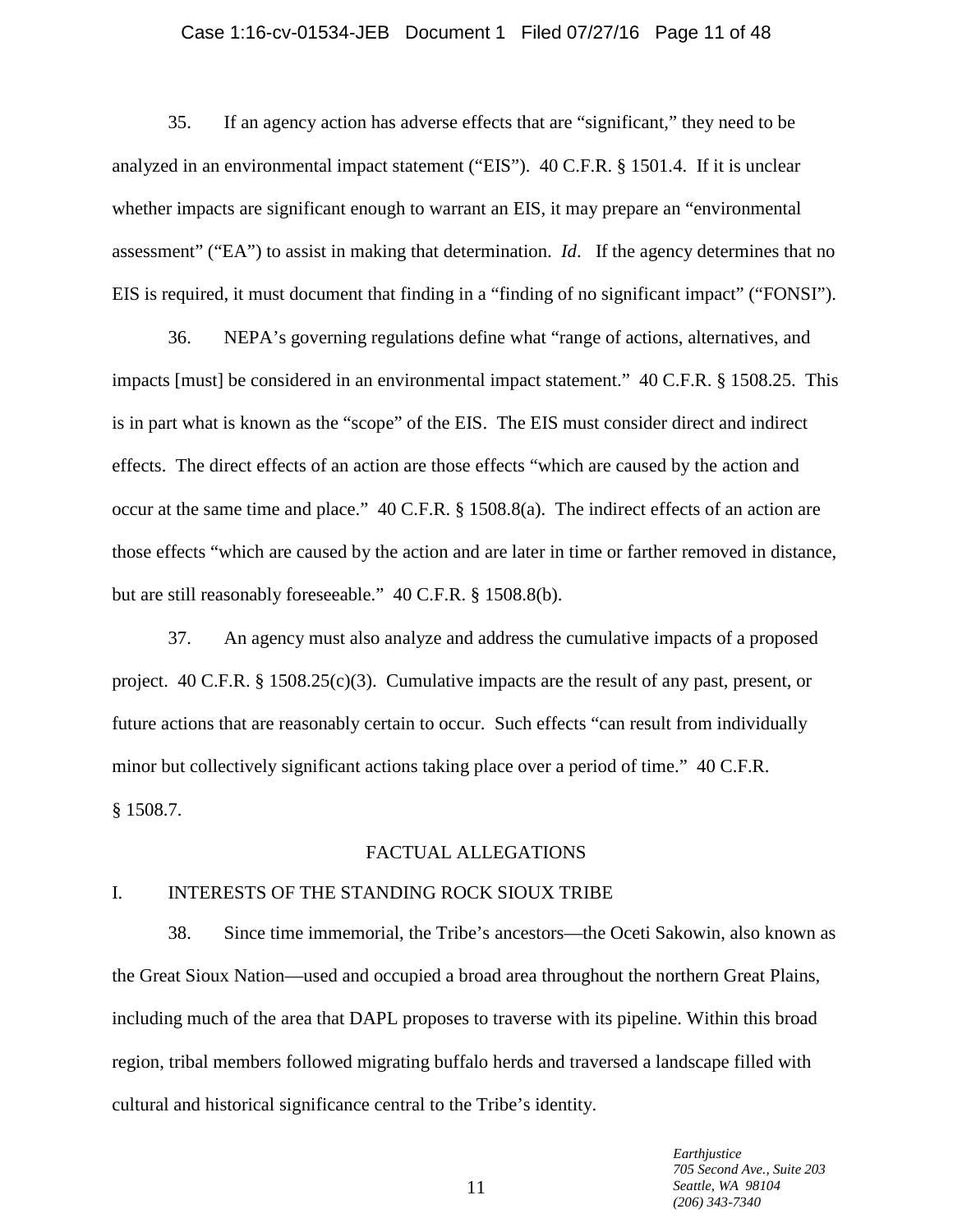35. If an agency action has adverse effects that are "significant," they need to be analyzed in an environmental impact statement ("EIS"). 40 C.F.R. § 1501.4. If it is unclear whether impacts are significant enough to warrant an EIS, it may prepare an "environmental assessment" ("EA") to assist in making that determination. *Id*. If the agency determines that no EIS is required, it must document that finding in a "finding of no significant impact" ("FONSI").

36. NEPA's governing regulations define what "range of actions, alternatives, and impacts [must] be considered in an environmental impact statement." 40 C.F.R. § 1508.25. This is in part what is known as the "scope" of the EIS. The EIS must consider direct and indirect effects. The direct effects of an action are those effects "which are caused by the action and occur at the same time and place." 40 C.F.R. § 1508.8(a). The indirect effects of an action are those effects "which are caused by the action and are later in time or farther removed in distance, but are still reasonably foreseeable." 40 C.F.R. § 1508.8(b).

37. An agency must also analyze and address the cumulative impacts of a proposed project. 40 C.F.R. § 1508.25(c)(3). Cumulative impacts are the result of any past, present, or future actions that are reasonably certain to occur. Such effects "can result from individually minor but collectively significant actions taking place over a period of time." 40 C.F.R. § 1508.7.

## FACTUAL ALLEGATIONS

### I. INTERESTS OF THE STANDING ROCK SIOUX TRIBE

38. Since time immemorial, the Tribe's ancestors—the Oceti Sakowin, also known as the Great Sioux Nation—used and occupied a broad area throughout the northern Great Plains, including much of the area that DAPL proposes to traverse with its pipeline. Within this broad region, tribal members followed migrating buffalo herds and traversed a landscape filled with cultural and historical significance central to the Tribe's identity.

*Earthjustice*
*705 Second Ave., Suite 203*
*Seattle, WA 98104*
*(206) 343-7340*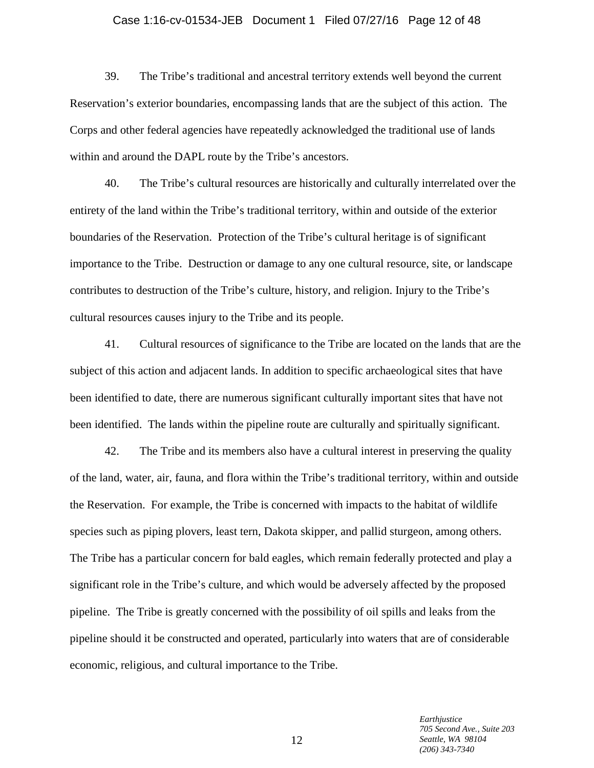39. The Tribe's traditional and ancestral territory extends well beyond the current Reservation's exterior boundaries, encompassing lands that are the subject of this action. The Corps and other federal agencies have repeatedly acknowledged the traditional use of lands within and around the DAPL route by the Tribe's ancestors.

40. The Tribe's cultural resources are historically and culturally interrelated over the entirety of the land within the Tribe's traditional territory, within and outside of the exterior boundaries of the Reservation. Protection of the Tribe's cultural heritage is of significant importance to the Tribe. Destruction or damage to any one cultural resource, site, or landscape contributes to destruction of the Tribe's culture, history, and religion. Injury to the Tribe's cultural resources causes injury to the Tribe and its people.

41. Cultural resources of significance to the Tribe are located on the lands that are the subject of this action and adjacent lands. In addition to specific archaeological sites that have been identified to date, there are numerous significant culturally important sites that have not been identified. The lands within the pipeline route are culturally and spiritually significant.

42. The Tribe and its members also have a cultural interest in preserving the quality of the land, water, air, fauna, and flora within the Tribe's traditional territory, within and outside the Reservation. For example, the Tribe is concerned with impacts to the habitat of wildlife species such as piping plovers, least tern, Dakota skipper, and pallid sturgeon, among others. The Tribe has a particular concern for bald eagles, which remain federally protected and play a significant role in the Tribe's culture, and which would be adversely affected by the proposed pipeline. The Tribe is greatly concerned with the possibility of oil spills and leaks from the pipeline should it be constructed and operated, particularly into waters that are of considerable economic, religious, and cultural importance to the Tribe.

*Earthjustice*
*705 Second Ave., Suite 203*
*Seattle, WA 98104*
*(206) 343-7340*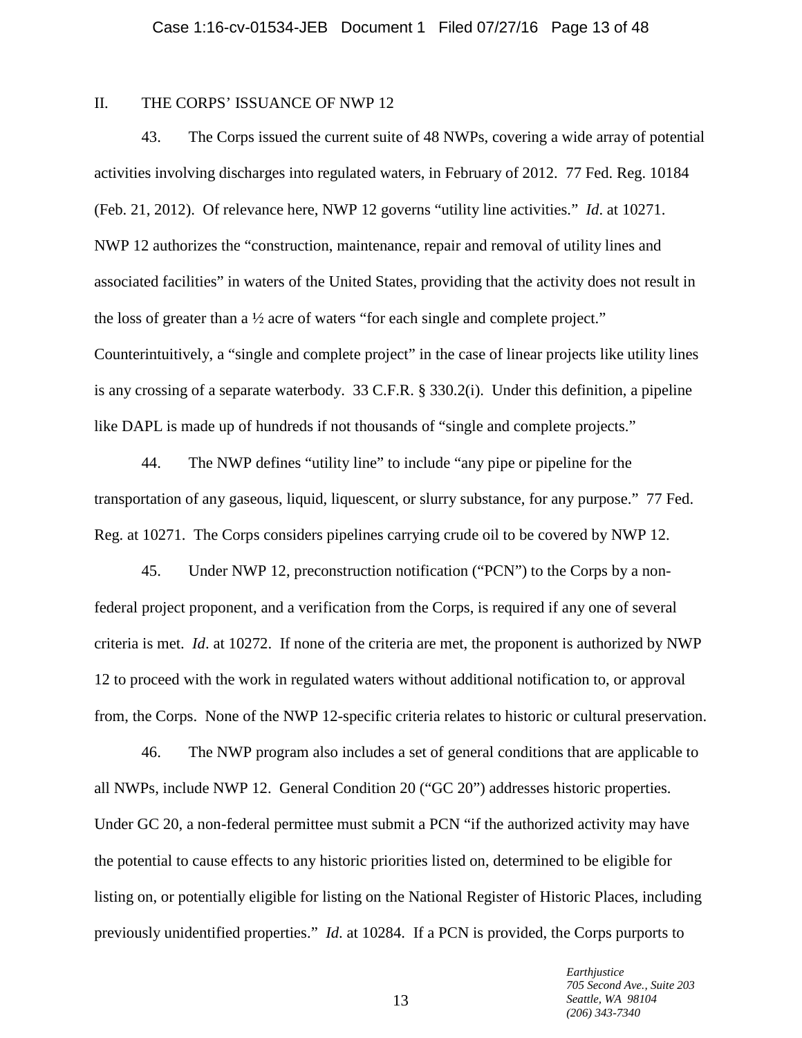## II. THE CORPS' ISSUANCE OF NWP 12

43. The Corps issued the current suite of 48 NWPs, covering a wide array of potential activities involving discharges into regulated waters, in February of 2012. 77 Fed. Reg. 10184 (Feb. 21, 2012). Of relevance here, NWP 12 governs "utility line activities." *Id*. at 10271. NWP 12 authorizes the "construction, maintenance, repair and removal of utility lines and associated facilities" in waters of the United States, providing that the activity does not result in the loss of greater than a ½ acre of waters "for each single and complete project." Counterintuitively, a "single and complete project" in the case of linear projects like utility lines is any crossing of a separate waterbody. 33 C.F.R. § 330.2(i). Under this definition, a pipeline like DAPL is made up of hundreds if not thousands of "single and complete projects."

44. The NWP defines "utility line" to include "any pipe or pipeline for the transportation of any gaseous, liquid, liquescent, or slurry substance, for any purpose." 77 Fed. Reg. at 10271. The Corps considers pipelines carrying crude oil to be covered by NWP 12.

45. Under NWP 12, preconstruction notification ("PCN") to the Corps by a non-federal project proponent, and a verification from the Corps, is required if any one of several criteria is met. *Id*. at 10272. If none of the criteria are met, the proponent is authorized by NWP 12 to proceed with the work in regulated waters without additional notification to, or approval from, the Corps. None of the NWP 12-specific criteria relates to historic or cultural preservation.

46. The NWP program also includes a set of general conditions that are applicable to all NWPs, include NWP 12. General Condition 20 ("GC 20") addresses historic properties. Under GC 20, a non-federal permittee must submit a PCN "if the authorized activity may have the potential to cause effects to any historic priorities listed on, determined to be eligible for listing on, or potentially eligible for listing on the National Register of Historic Places, including previously unidentified properties." *Id.* at 10284. If a PCN is provided, the Corps purports to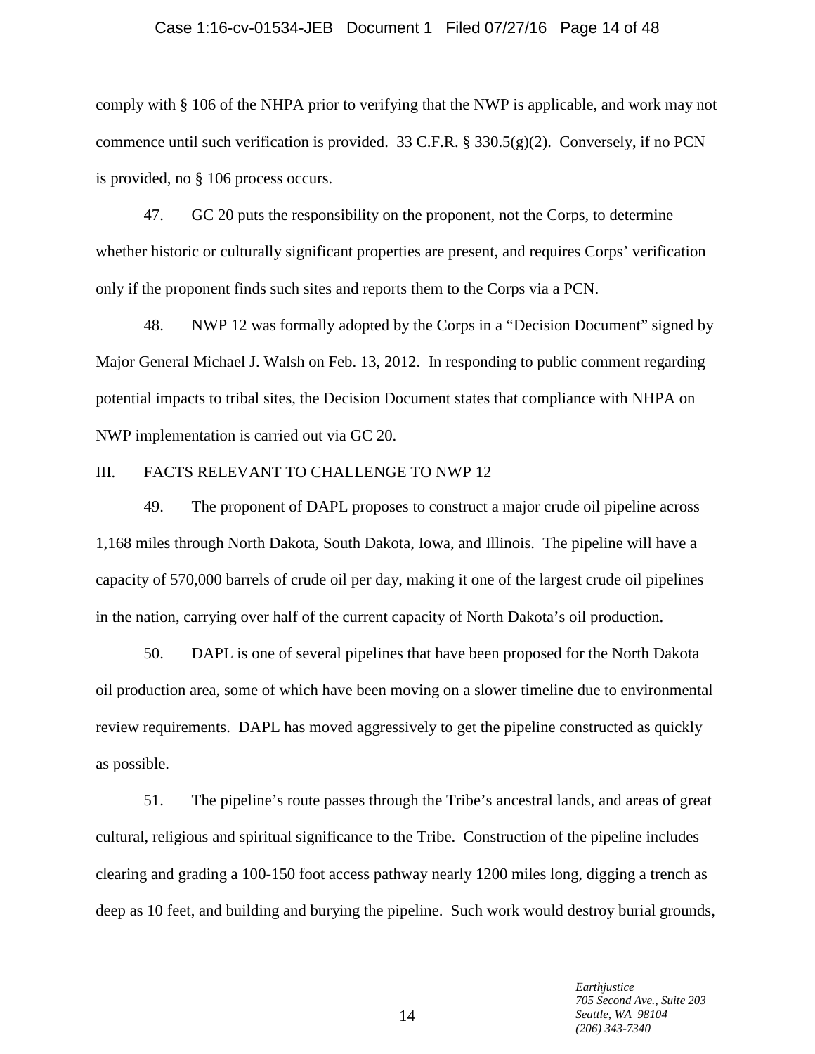comply with § 106 of the NHPA prior to verifying that the NWP is applicable, and work may not commence until such verification is provided. 33 C.F.R. § 330.5(g)(2). Conversely, if no PCN is provided, no § 106 process occurs.

47. GC 20 puts the responsibility on the proponent, not the Corps, to determine whether historic or culturally significant properties are present, and requires Corps' verification only if the proponent finds such sites and reports them to the Corps via a PCN.

48. NWP 12 was formally adopted by the Corps in a "Decision Document" signed by Major General Michael J. Walsh on Feb. 13, 2012. In responding to public comment regarding potential impacts to tribal sites, the Decision Document states that compliance with NHPA on NWP implementation is carried out via GC 20.

## III. FACTS RELEVANT TO CHALLENGE TO NWP 12

49. The proponent of DAPL proposes to construct a major crude oil pipeline across 1,168 miles through North Dakota, South Dakota, Iowa, and Illinois. The pipeline will have a capacity of 570,000 barrels of crude oil per day, making it one of the largest crude oil pipelines in the nation, carrying over half of the current capacity of North Dakota's oil production.

50. DAPL is one of several pipelines that have been proposed for the North Dakota oil production area, some of which have been moving on a slower timeline due to environmental review requirements. DAPL has moved aggressively to get the pipeline constructed as quickly as possible.

51. The pipeline's route passes through the Tribe's ancestral lands, and areas of great cultural, religious and spiritual significance to the Tribe. Construction of the pipeline includes clearing and grading a 100-150 foot access pathway nearly 1200 miles long, digging a trench as deep as 10 feet, and building and burying the pipeline. Such work would destroy burial grounds,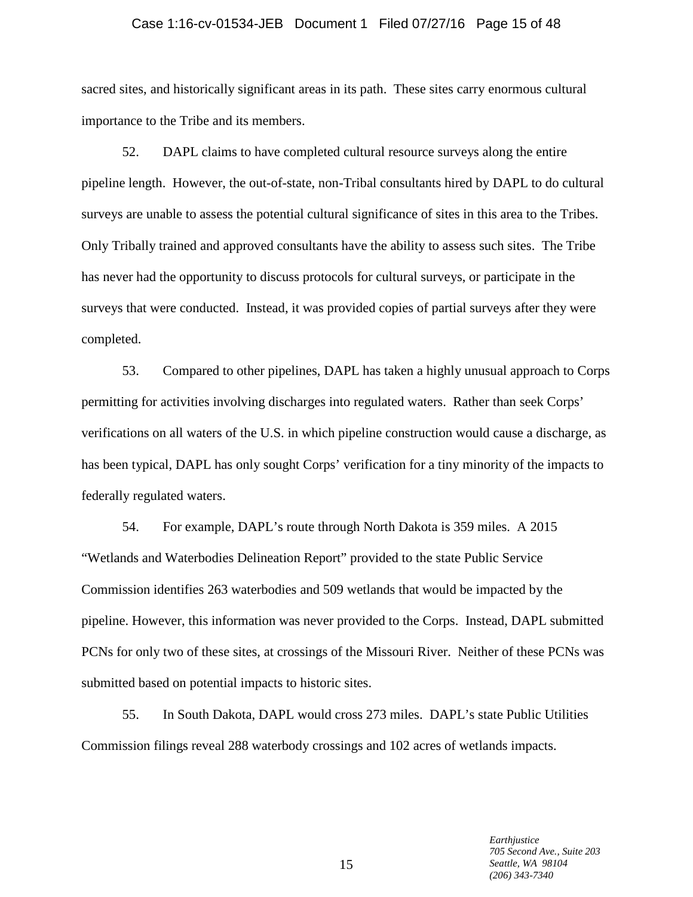sacred sites, and historically significant areas in its path. These sites carry enormous cultural importance to the Tribe and its members.

52. DAPL claims to have completed cultural resource surveys along the entire pipeline length. However, the out-of-state, non-Tribal consultants hired by DAPL to do cultural surveys are unable to assess the potential cultural significance of sites in this area to the Tribes. Only Tribally trained and approved consultants have the ability to assess such sites. The Tribe has never had the opportunity to discuss protocols for cultural surveys, or participate in the surveys that were conducted. Instead, it was provided copies of partial surveys after they were completed.

53. Compared to other pipelines, DAPL has taken a highly unusual approach to Corps permitting for activities involving discharges into regulated waters. Rather than seek Corps' verifications on all waters of the U.S. in which pipeline construction would cause a discharge, as has been typical, DAPL has only sought Corps' verification for a tiny minority of the impacts to federally regulated waters.

54. For example, DAPL's route through North Dakota is 359 miles. A 2015 "Wetlands and Waterbodies Delineation Report" provided to the state Public Service Commission identifies 263 waterbodies and 509 wetlands that would be impacted by the pipeline. However, this information was never provided to the Corps. Instead, DAPL submitted PCNs for only two of these sites, at crossings of the Missouri River. Neither of these PCNs was submitted based on potential impacts to historic sites.

55. In South Dakota, DAPL would cross 273 miles. DAPL's state Public Utilities Commission filings reveal 288 waterbody crossings and 102 acres of wetlands impacts.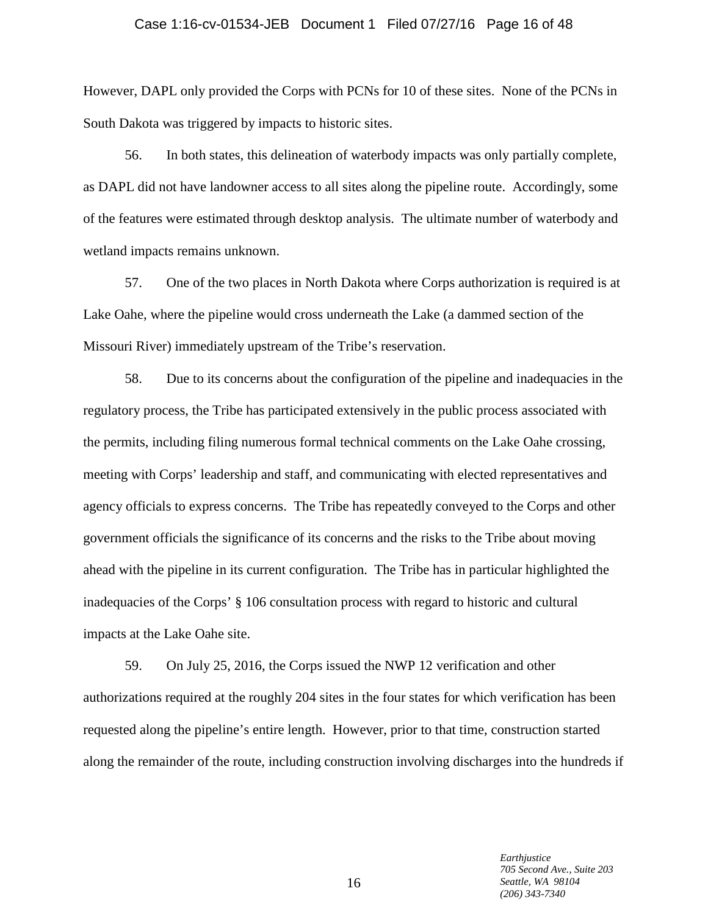However, DAPL only provided the Corps with PCNs for 10 of these sites. None of the PCNs in South Dakota was triggered by impacts to historic sites.

56. In both states, this delineation of waterbody impacts was only partially complete, as DAPL did not have landowner access to all sites along the pipeline route. Accordingly, some of the features were estimated through desktop analysis. The ultimate number of waterbody and wetland impacts remains unknown.

57. One of the two places in North Dakota where Corps authorization is required is at Lake Oahe, where the pipeline would cross underneath the Lake (a dammed section of the Missouri River) immediately upstream of the Tribe's reservation.

58. Due to its concerns about the configuration of the pipeline and inadequacies in the regulatory process, the Tribe has participated extensively in the public process associated with the permits, including filing numerous formal technical comments on the Lake Oahe crossing, meeting with Corps' leadership and staff, and communicating with elected representatives and agency officials to express concerns. The Tribe has repeatedly conveyed to the Corps and other government officials the significance of its concerns and the risks to the Tribe about moving ahead with the pipeline in its current configuration. The Tribe has in particular highlighted the inadequacies of the Corps' § 106 consultation process with regard to historic and cultural impacts at the Lake Oahe site.

59. On July 25, 2016, the Corps issued the NWP 12 verification and other authorizations required at the roughly 204 sites in the four states for which verification has been requested along the pipeline's entire length. However, prior to that time, construction started along the remainder of the route, including construction involving discharges into the hundreds if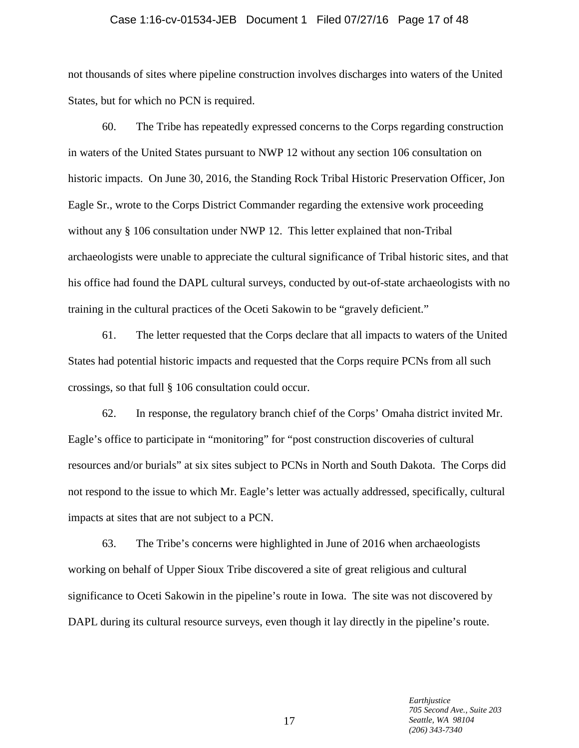not thousands of sites where pipeline construction involves discharges into waters of the United States, but for which no PCN is required.

60. The Tribe has repeatedly expressed concerns to the Corps regarding construction in waters of the United States pursuant to NWP 12 without any section 106 consultation on historic impacts. On June 30, 2016, the Standing Rock Tribal Historic Preservation Officer, Jon Eagle Sr., wrote to the Corps District Commander regarding the extensive work proceeding without any § 106 consultation under NWP 12. This letter explained that non-Tribal archaeologists were unable to appreciate the cultural significance of Tribal historic sites, and that his office had found the DAPL cultural surveys, conducted by out-of-state archaeologists with no training in the cultural practices of the Oceti Sakowin to be "gravely deficient."

61. The letter requested that the Corps declare that all impacts to waters of the United States had potential historic impacts and requested that the Corps require PCNs from all such crossings, so that full § 106 consultation could occur.

62. In response, the regulatory branch chief of the Corps' Omaha district invited Mr. Eagle's office to participate in "monitoring" for "post construction discoveries of cultural resources and/or burials" at six sites subject to PCNs in North and South Dakota. The Corps did not respond to the issue to which Mr. Eagle's letter was actually addressed, specifically, cultural impacts at sites that are not subject to a PCN.

63. The Tribe's concerns were highlighted in June of 2016 when archaeologists working on behalf of Upper Sioux Tribe discovered a site of great religious and cultural significance to Oceti Sakowin in the pipeline's route in Iowa. The site was not discovered by DAPL during its cultural resource surveys, even though it lay directly in the pipeline's route.

*Earthjustice*
*705 Second Ave., Suite 203*
*Seattle, WA 98104*
*(206) 343-7340*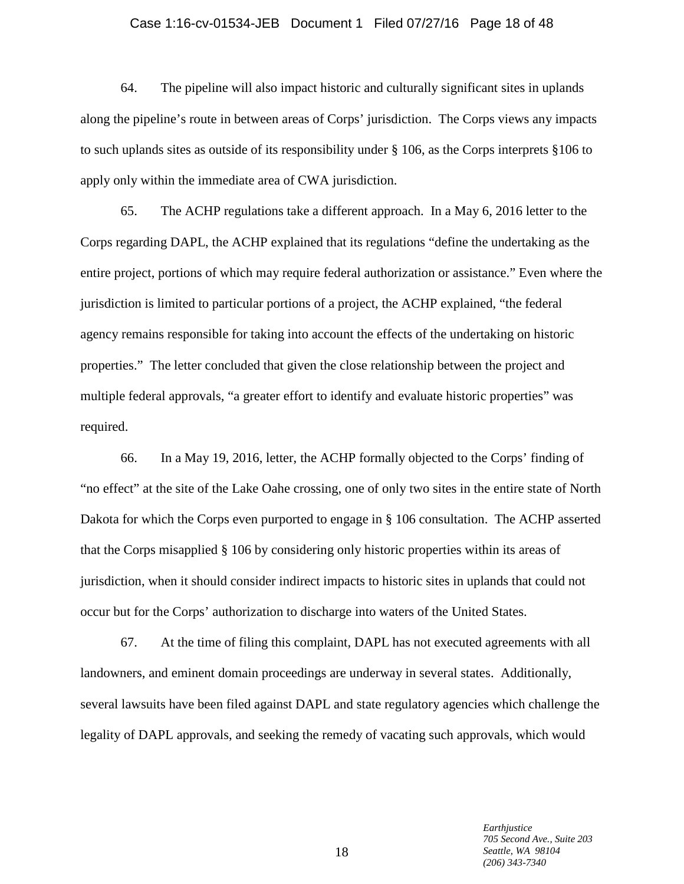64. The pipeline will also impact historic and culturally significant sites in uplands along the pipeline's route in between areas of Corps' jurisdiction. The Corps views any impacts to such uplands sites as outside of its responsibility under § 106, as the Corps interprets §106 to apply only within the immediate area of CWA jurisdiction.

65. The ACHP regulations take a different approach. In a May 6, 2016 letter to the Corps regarding DAPL, the ACHP explained that its regulations "define the undertaking as the entire project, portions of which may require federal authorization or assistance." Even where the jurisdiction is limited to particular portions of a project, the ACHP explained, "the federal agency remains responsible for taking into account the effects of the undertaking on historic properties." The letter concluded that given the close relationship between the project and multiple federal approvals, "a greater effort to identify and evaluate historic properties" was required.

66. In a May 19, 2016, letter, the ACHP formally objected to the Corps' finding of "no effect" at the site of the Lake Oahe crossing, one of only two sites in the entire state of North Dakota for which the Corps even purported to engage in § 106 consultation. The ACHP asserted that the Corps misapplied § 106 by considering only historic properties within its areas of jurisdiction, when it should consider indirect impacts to historic sites in uplands that could not occur but for the Corps' authorization to discharge into waters of the United States.

67. At the time of filing this complaint, DAPL has not executed agreements with all landowners, and eminent domain proceedings are underway in several states. Additionally, several lawsuits have been filed against DAPL and state regulatory agencies which challenge the legality of DAPL approvals, and seeking the remedy of vacating such approvals, which would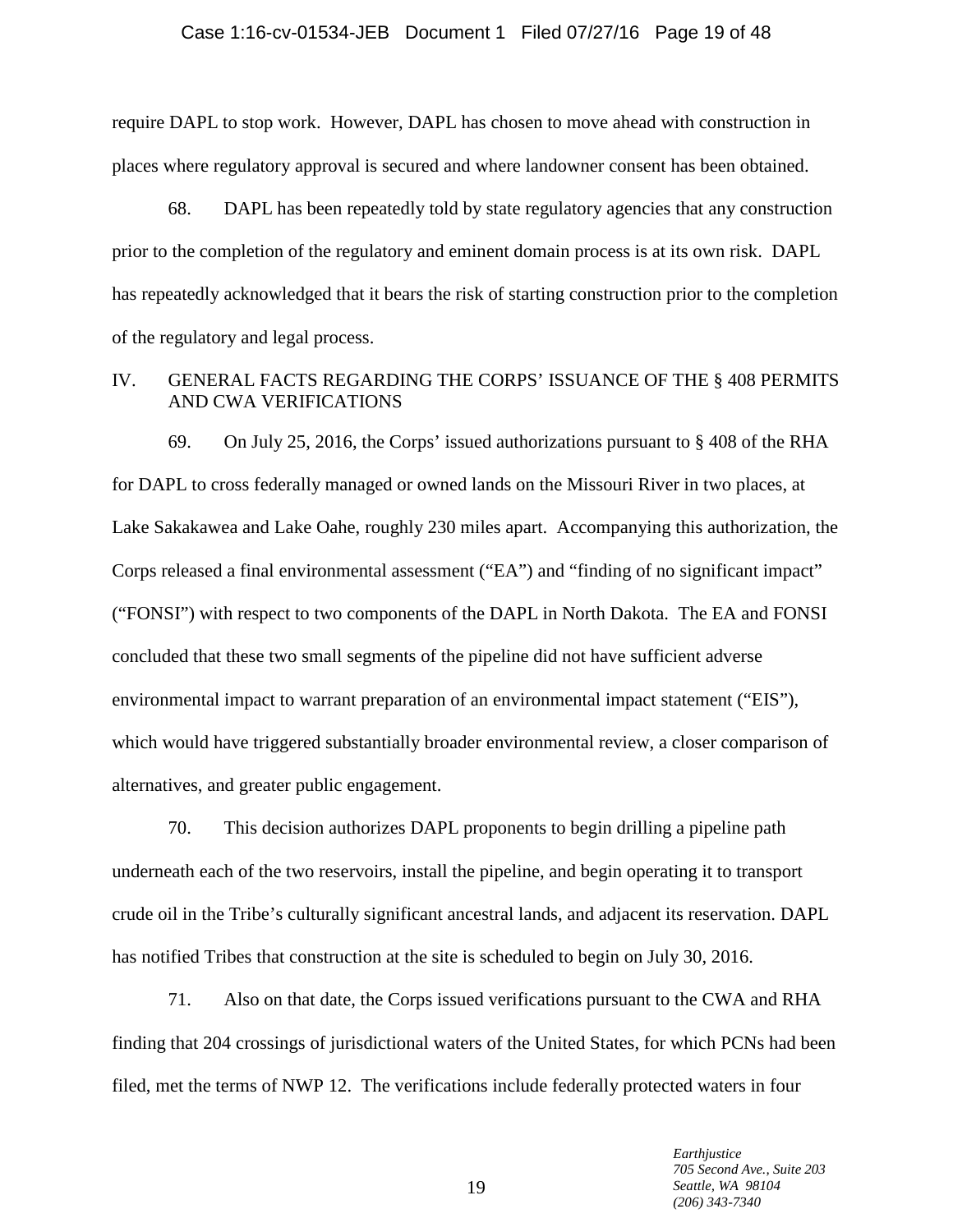require DAPL to stop work. However, DAPL has chosen to move ahead with construction in places where regulatory approval is secured and where landowner consent has been obtained.

68. DAPL has been repeatedly told by state regulatory agencies that any construction prior to the completion of the regulatory and eminent domain process is at its own risk. DAPL has repeatedly acknowledged that it bears the risk of starting construction prior to the completion of the regulatory and legal process.

## IV. GENERAL FACTS REGARDING THE CORPS' ISSUANCE OF THE § 408 PERMITS AND CWA VERIFICATIONS

69. On July 25, 2016, the Corps' issued authorizations pursuant to § 408 of the RHA for DAPL to cross federally managed or owned lands on the Missouri River in two places, at Lake Sakakawea and Lake Oahe, roughly 230 miles apart. Accompanying this authorization, the Corps released a final environmental assessment ("EA") and "finding of no significant impact" ("FONSI") with respect to two components of the DAPL in North Dakota. The EA and FONSI concluded that these two small segments of the pipeline did not have sufficient adverse environmental impact to warrant preparation of an environmental impact statement ("EIS"), which would have triggered substantially broader environmental review, a closer comparison of alternatives, and greater public engagement.

70. This decision authorizes DAPL proponents to begin drilling a pipeline path underneath each of the two reservoirs, install the pipeline, and begin operating it to transport crude oil in the Tribe's culturally significant ancestral lands, and adjacent its reservation. DAPL has notified Tribes that construction at the site is scheduled to begin on July 30, 2016.

71. Also on that date, the Corps issued verifications pursuant to the CWA and RHA finding that 204 crossings of jurisdictional waters of the United States, for which PCNs had been filed, met the terms of NWP 12. The verifications include federally protected waters in four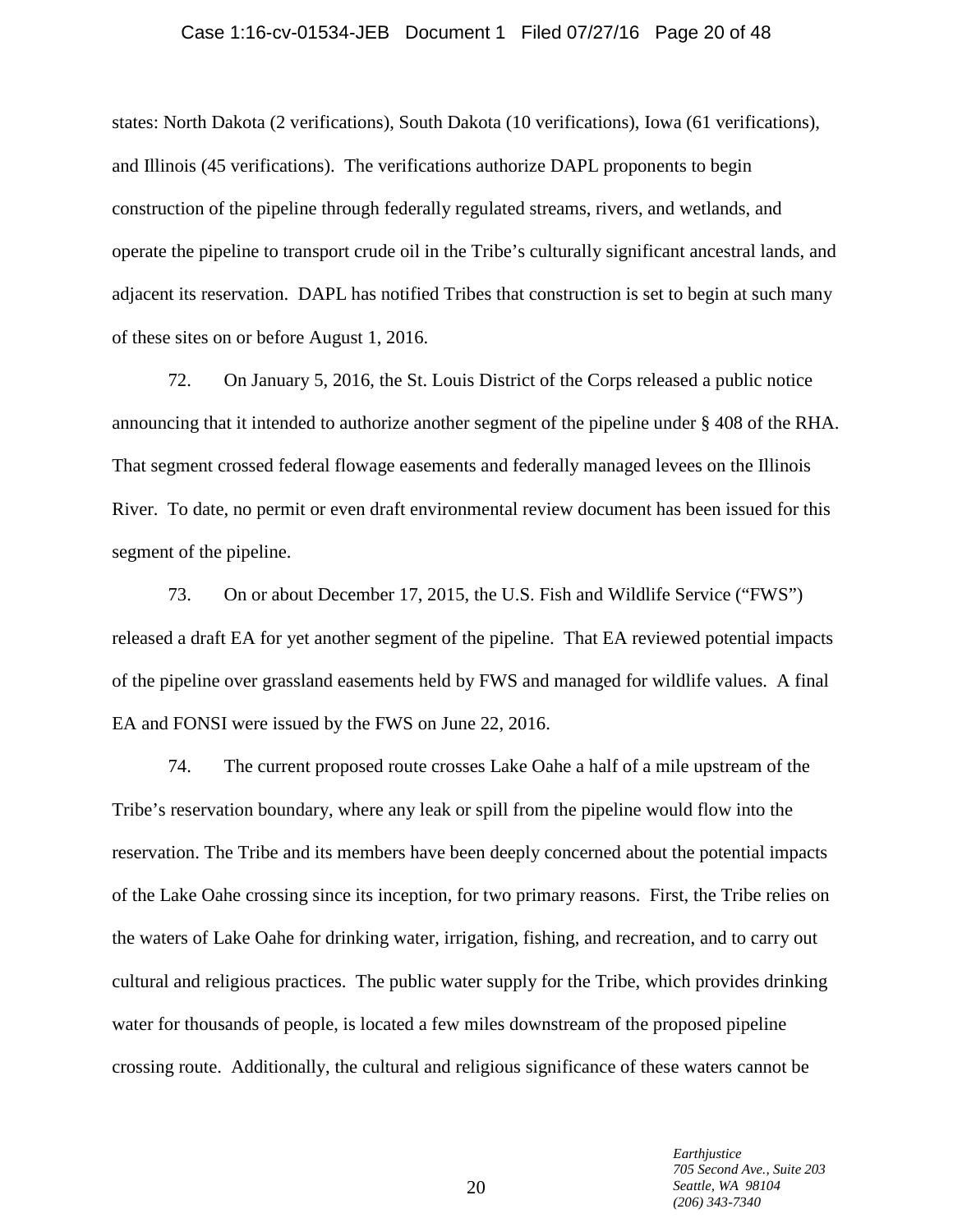states: North Dakota (2 verifications), South Dakota (10 verifications), Iowa (61 verifications), and Illinois (45 verifications). The verifications authorize DAPL proponents to begin construction of the pipeline through federally regulated streams, rivers, and wetlands, and operate the pipeline to transport crude oil in the Tribe's culturally significant ancestral lands, and adjacent its reservation. DAPL has notified Tribes that construction is set to begin at such many of these sites on or before August 1, 2016.

72. On January 5, 2016, the St. Louis District of the Corps released a public notice announcing that it intended to authorize another segment of the pipeline under § 408 of the RHA. That segment crossed federal flowage easements and federally managed levees on the Illinois River. To date, no permit or even draft environmental review document has been issued for this segment of the pipeline.

73. On or about December 17, 2015, the U.S. Fish and Wildlife Service ("FWS") released a draft EA for yet another segment of the pipeline. That EA reviewed potential impacts of the pipeline over grassland easements held by FWS and managed for wildlife values. A final EA and FONSI were issued by the FWS on June 22, 2016.

74. The current proposed route crosses Lake Oahe a half of a mile upstream of the Tribe's reservation boundary, where any leak or spill from the pipeline would flow into the reservation. The Tribe and its members have been deeply concerned about the potential impacts of the Lake Oahe crossing since its inception, for two primary reasons. First, the Tribe relies on the waters of Lake Oahe for drinking water, irrigation, fishing, and recreation, and to carry out cultural and religious practices. The public water supply for the Tribe, which provides drinking water for thousands of people, is located a few miles downstream of the proposed pipeline crossing route. Additionally, the cultural and religious significance of these waters cannot be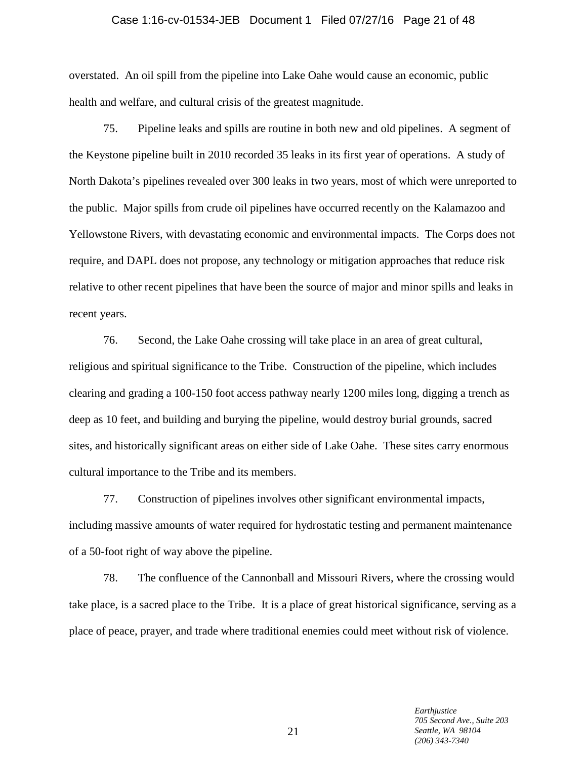overstated. An oil spill from the pipeline into Lake Oahe would cause an economic, public health and welfare, and cultural crisis of the greatest magnitude.

75. Pipeline leaks and spills are routine in both new and old pipelines. A segment of the Keystone pipeline built in 2010 recorded 35 leaks in its first year of operations. A study of North Dakota's pipelines revealed over 300 leaks in two years, most of which were unreported to the public. Major spills from crude oil pipelines have occurred recently on the Kalamazoo and Yellowstone Rivers, with devastating economic and environmental impacts. The Corps does not require, and DAPL does not propose, any technology or mitigation approaches that reduce risk relative to other recent pipelines that have been the source of major and minor spills and leaks in recent years.

76. Second, the Lake Oahe crossing will take place in an area of great cultural, religious and spiritual significance to the Tribe. Construction of the pipeline, which includes clearing and grading a 100-150 foot access pathway nearly 1200 miles long, digging a trench as deep as 10 feet, and building and burying the pipeline, would destroy burial grounds, sacred sites, and historically significant areas on either side of Lake Oahe. These sites carry enormous cultural importance to the Tribe and its members.

77. Construction of pipelines involves other significant environmental impacts, including massive amounts of water required for hydrostatic testing and permanent maintenance of a 50-foot right of way above the pipeline.

78. The confluence of the Cannonball and Missouri Rivers, where the crossing would take place, is a sacred place to the Tribe. It is a place of great historical significance, serving as a place of peace, prayer, and trade where traditional enemies could meet without risk of violence.

*Earthjustice*
*705 Second Ave., Suite 203*
*Seattle, WA 98104*
*(206) 343-7340*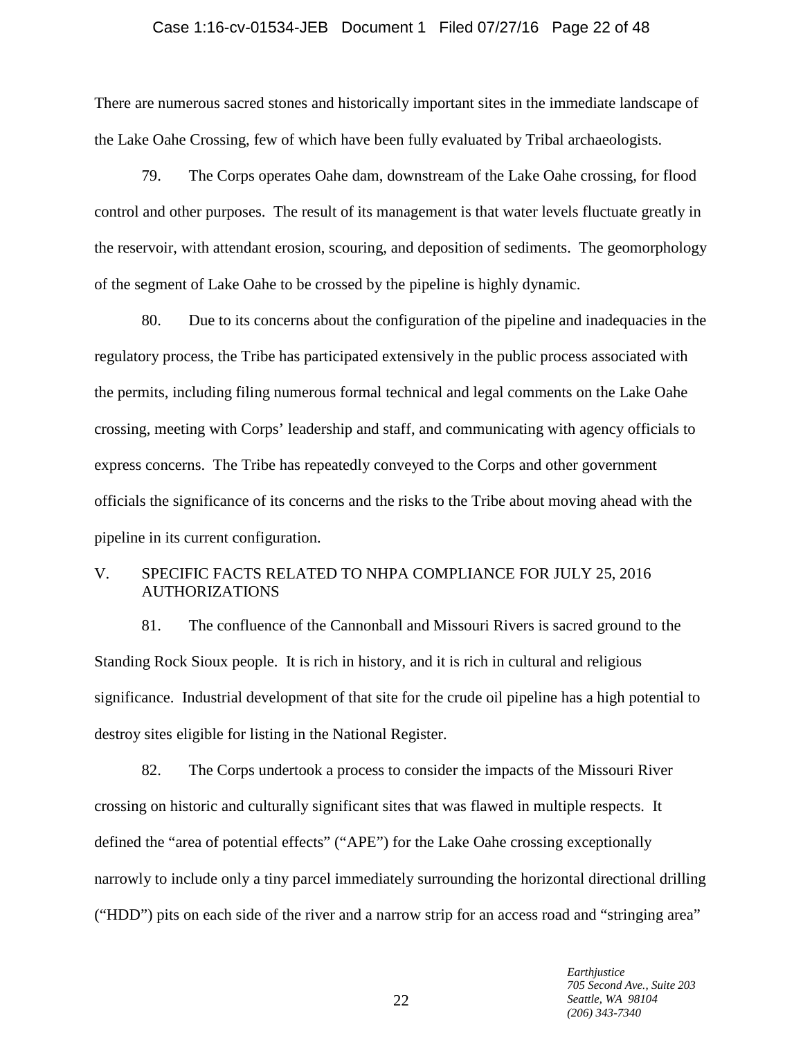There are numerous sacred stones and historically important sites in the immediate landscape of the Lake Oahe Crossing, few of which have been fully evaluated by Tribal archaeologists.

79. The Corps operates Oahe dam, downstream of the Lake Oahe crossing, for flood control and other purposes. The result of its management is that water levels fluctuate greatly in the reservoir, with attendant erosion, scouring, and deposition of sediments. The geomorphology of the segment of Lake Oahe to be crossed by the pipeline is highly dynamic.

80. Due to its concerns about the configuration of the pipeline and inadequacies in the regulatory process, the Tribe has participated extensively in the public process associated with the permits, including filing numerous formal technical and legal comments on the Lake Oahe crossing, meeting with Corps' leadership and staff, and communicating with agency officials to express concerns. The Tribe has repeatedly conveyed to the Corps and other government officials the significance of its concerns and the risks to the Tribe about moving ahead with the pipeline in its current configuration.

## V. SPECIFIC FACTS RELATED TO NHPA COMPLIANCE FOR JULY 25, 2016 AUTHORIZATIONS

81. The confluence of the Cannonball and Missouri Rivers is sacred ground to the Standing Rock Sioux people. It is rich in history, and it is rich in cultural and religious significance. Industrial development of that site for the crude oil pipeline has a high potential to destroy sites eligible for listing in the National Register.

82. The Corps undertook a process to consider the impacts of the Missouri River crossing on historic and culturally significant sites that was flawed in multiple respects. It defined the "area of potential effects" ("APE") for the Lake Oahe crossing exceptionally narrowly to include only a tiny parcel immediately surrounding the horizontal directional drilling ("HDD") pits on each side of the river and a narrow strip for an access road and "stringing area"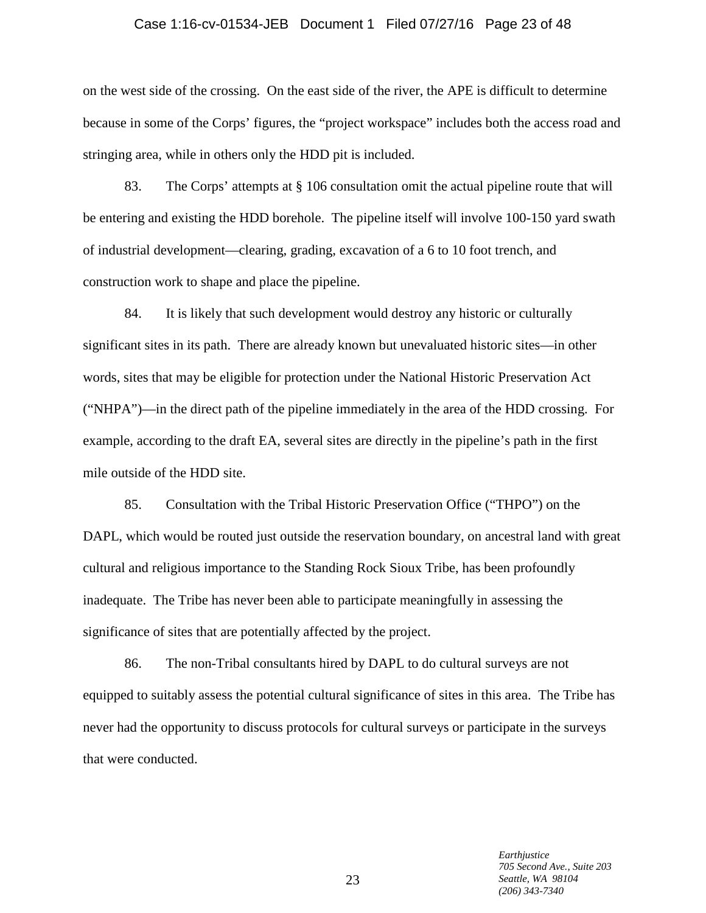on the west side of the crossing. On the east side of the river, the APE is difficult to determine because in some of the Corps' figures, the "project workspace" includes both the access road and stringing area, while in others only the HDD pit is included.

83. The Corps' attempts at § 106 consultation omit the actual pipeline route that will be entering and existing the HDD borehole. The pipeline itself will involve 100-150 yard swath of industrial development—clearing, grading, excavation of a 6 to 10 foot trench, and construction work to shape and place the pipeline.

84. It is likely that such development would destroy any historic or culturally significant sites in its path. There are already known but unevaluated historic sites—in other words, sites that may be eligible for protection under the National Historic Preservation Act ("NHPA")—in the direct path of the pipeline immediately in the area of the HDD crossing. For example, according to the draft EA, several sites are directly in the pipeline's path in the first mile outside of the HDD site.

85. Consultation with the Tribal Historic Preservation Office ("THPO") on the DAPL, which would be routed just outside the reservation boundary, on ancestral land with great cultural and religious importance to the Standing Rock Sioux Tribe, has been profoundly inadequate. The Tribe has never been able to participate meaningfully in assessing the significance of sites that are potentially affected by the project.

86. The non-Tribal consultants hired by DAPL to do cultural surveys are not equipped to suitably assess the potential cultural significance of sites in this area. The Tribe has never had the opportunity to discuss protocols for cultural surveys or participate in the surveys that were conducted.

*Earthjustice*
*705 Second Ave., Suite 203*
*Seattle, WA 98104*
*(206) 343-7340*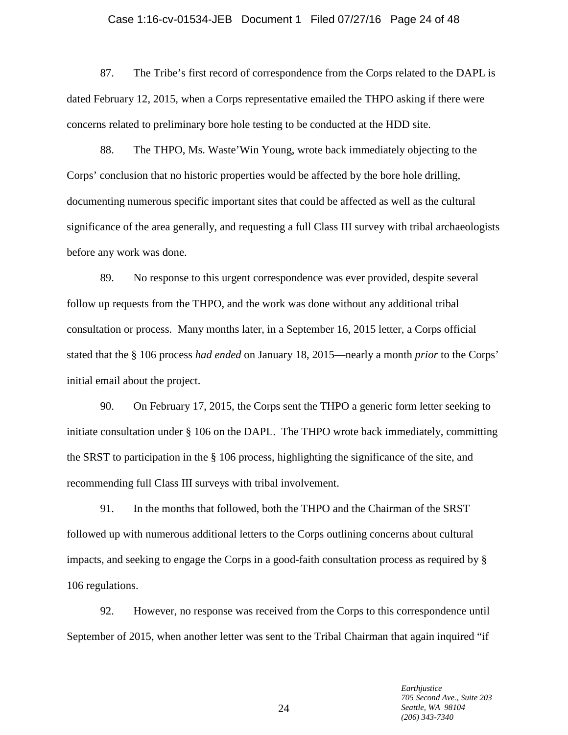87. The Tribe's first record of correspondence from the Corps related to the DAPL is dated February 12, 2015, when a Corps representative emailed the THPO asking if there were concerns related to preliminary bore hole testing to be conducted at the HDD site.

88. The THPO, Ms. Waste'Win Young, wrote back immediately objecting to the Corps' conclusion that no historic properties would be affected by the bore hole drilling, documenting numerous specific important sites that could be affected as well as the cultural significance of the area generally, and requesting a full Class III survey with tribal archaeologists before any work was done.

89. No response to this urgent correspondence was ever provided, despite several follow up requests from the THPO, and the work was done without any additional tribal consultation or process. Many months later, in a September 16, 2015 letter, a Corps official stated that the § 106 process *had ended* on January 18, 2015—nearly a month *prior* to the Corps' initial email about the project.

90. On February 17, 2015, the Corps sent the THPO a generic form letter seeking to initiate consultation under § 106 on the DAPL. The THPO wrote back immediately, committing the SRST to participation in the § 106 process, highlighting the significance of the site, and recommending full Class III surveys with tribal involvement.

91. In the months that followed, both the THPO and the Chairman of the SRST followed up with numerous additional letters to the Corps outlining concerns about cultural impacts, and seeking to engage the Corps in a good-faith consultation process as required by § 106 regulations.

92. However, no response was received from the Corps to this correspondence until September of 2015, when another letter was sent to the Tribal Chairman that again inquired "if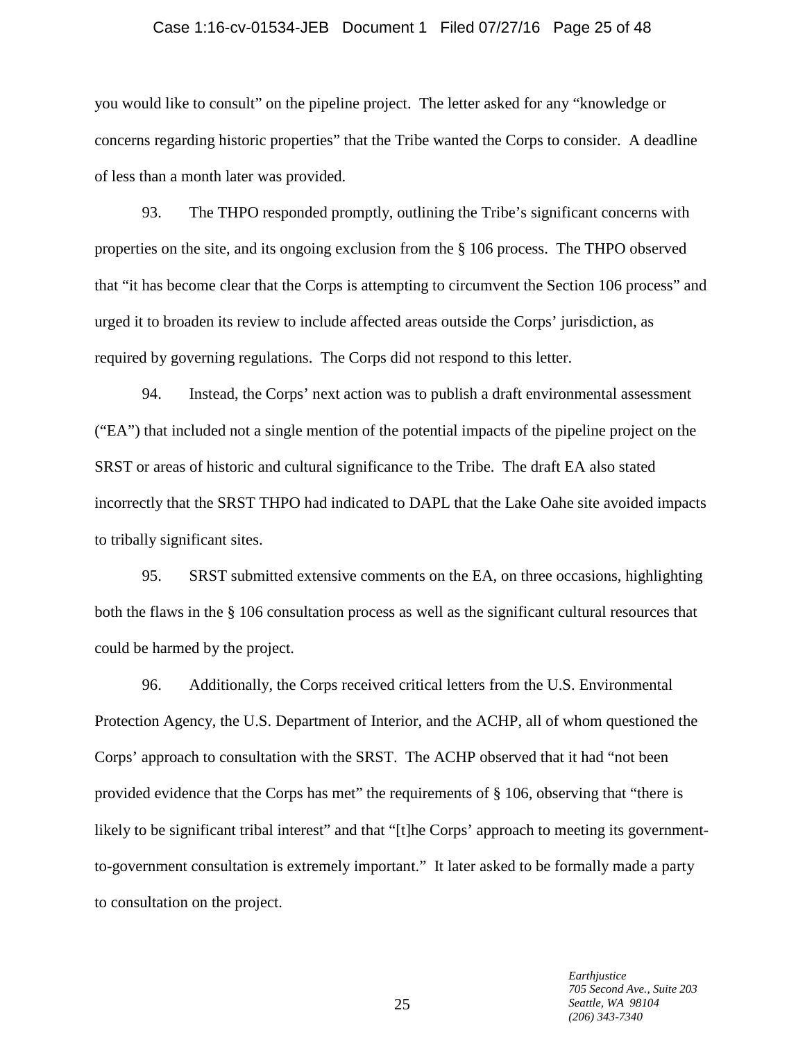you would like to consult" on the pipeline project. The letter asked for any "knowledge or concerns regarding historic properties" that the Tribe wanted the Corps to consider. A deadline of less than a month later was provided.

93. The THPO responded promptly, outlining the Tribe's significant concerns with properties on the site, and its ongoing exclusion from the § 106 process. The THPO observed that "it has become clear that the Corps is attempting to circumvent the Section 106 process" and urged it to broaden its review to include affected areas outside the Corps' jurisdiction, as required by governing regulations. The Corps did not respond to this letter.

94. Instead, the Corps' next action was to publish a draft environmental assessment ("EA") that included not a single mention of the potential impacts of the pipeline project on the SRST or areas of historic and cultural significance to the Tribe. The draft EA also stated incorrectly that the SRST THPO had indicated to DAPL that the Lake Oahe site avoided impacts to tribally significant sites.

95. SRST submitted extensive comments on the EA, on three occasions, highlighting both the flaws in the § 106 consultation process as well as the significant cultural resources that could be harmed by the project.

96. Additionally, the Corps received critical letters from the U.S. Environmental Protection Agency, the U.S. Department of Interior, and the ACHP, all of whom questioned the Corps' approach to consultation with the SRST. The ACHP observed that it had "not been provided evidence that the Corps has met" the requirements of § 106, observing that "there is likely to be significant tribal interest" and that "[t]he Corps' approach to meeting its government-to-government consultation is extremely important." It later asked to be formally made a party to consultation on the project.

*Earthjustice*
*705 Second Ave., Suite 203*
*Seattle, WA 98104*
*(206) 343-7340*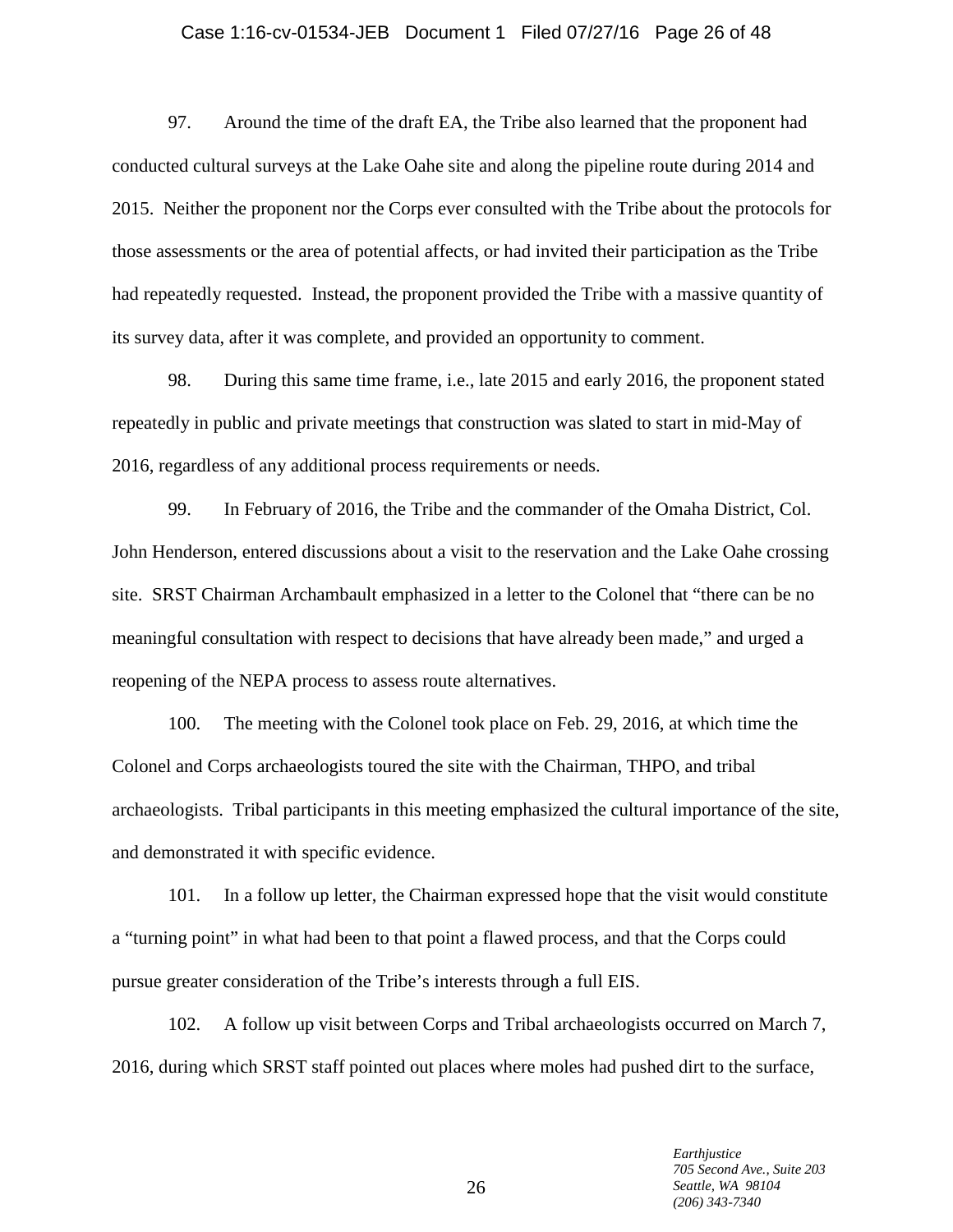97. Around the time of the draft EA, the Tribe also learned that the proponent had conducted cultural surveys at the Lake Oahe site and along the pipeline route during 2014 and 2015. Neither the proponent nor the Corps ever consulted with the Tribe about the protocols for those assessments or the area of potential affects, or had invited their participation as the Tribe had repeatedly requested. Instead, the proponent provided the Tribe with a massive quantity of its survey data, after it was complete, and provided an opportunity to comment.

98. During this same time frame, i.e., late 2015 and early 2016, the proponent stated repeatedly in public and private meetings that construction was slated to start in mid-May of 2016, regardless of any additional process requirements or needs.

99. In February of 2016, the Tribe and the commander of the Omaha District, Col. John Henderson, entered discussions about a visit to the reservation and the Lake Oahe crossing site. SRST Chairman Archambault emphasized in a letter to the Colonel that "there can be no meaningful consultation with respect to decisions that have already been made," and urged a reopening of the NEPA process to assess route alternatives.

100. The meeting with the Colonel took place on Feb. 29, 2016, at which time the Colonel and Corps archaeologists toured the site with the Chairman, THPO, and tribal archaeologists. Tribal participants in this meeting emphasized the cultural importance of the site, and demonstrated it with specific evidence.

101. In a follow up letter, the Chairman expressed hope that the visit would constitute a "turning point" in what had been to that point a flawed process, and that the Corps could pursue greater consideration of the Tribe's interests through a full EIS.

102. A follow up visit between Corps and Tribal archaeologists occurred on March 7, 2016, during which SRST staff pointed out places where moles had pushed dirt to the surface,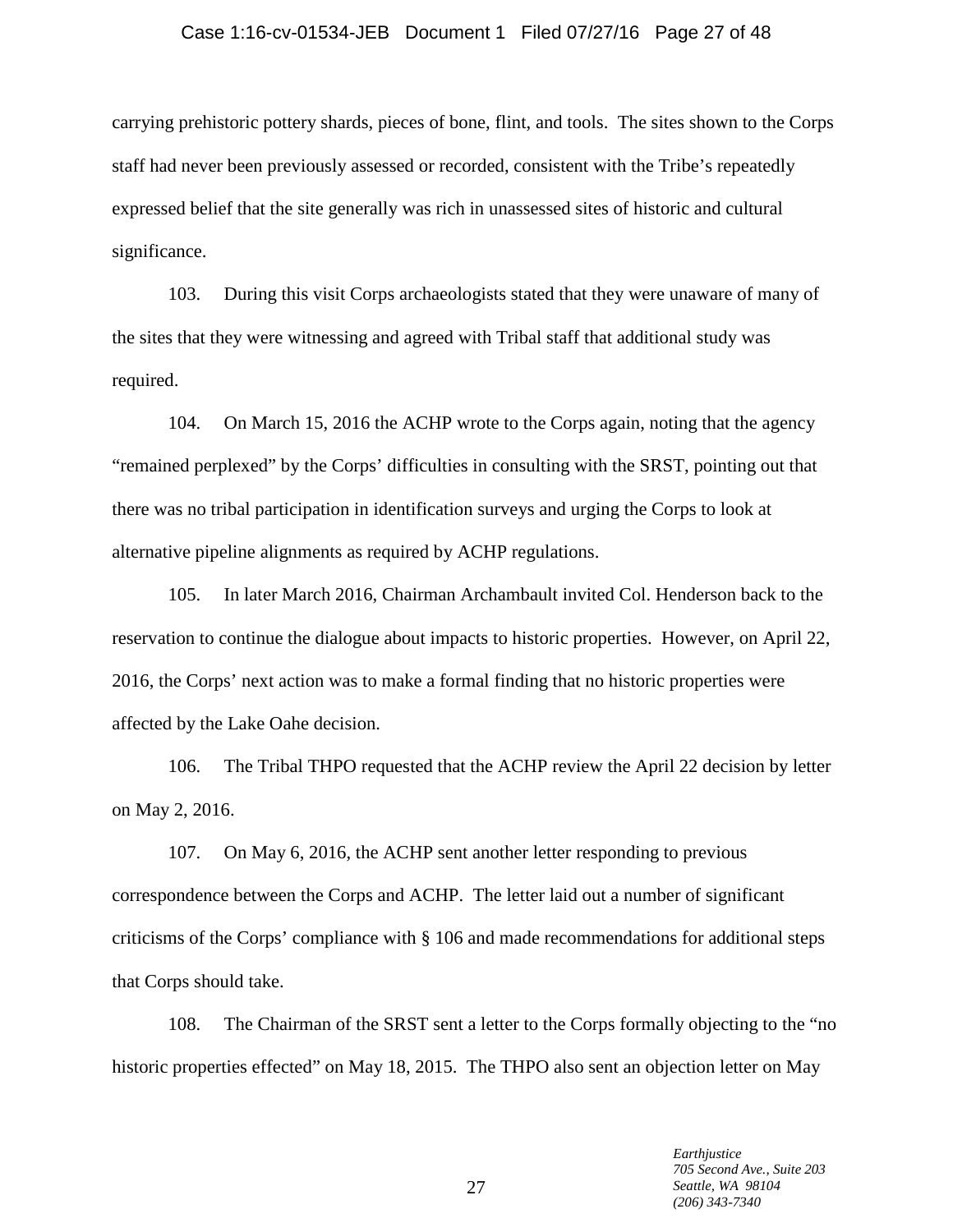carrying prehistoric pottery shards, pieces of bone, flint, and tools. The sites shown to the Corps staff had never been previously assessed or recorded, consistent with the Tribe's repeatedly expressed belief that the site generally was rich in unassessed sites of historic and cultural significance.

103. During this visit Corps archaeologists stated that they were unaware of many of the sites that they were witnessing and agreed with Tribal staff that additional study was required.

104. On March 15, 2016 the ACHP wrote to the Corps again, noting that the agency "remained perplexed" by the Corps' difficulties in consulting with the SRST, pointing out that there was no tribal participation in identification surveys and urging the Corps to look at alternative pipeline alignments as required by ACHP regulations.

105. In later March 2016, Chairman Archambault invited Col. Henderson back to the reservation to continue the dialogue about impacts to historic properties. However, on April 22, 2016, the Corps' next action was to make a formal finding that no historic properties were affected by the Lake Oahe decision.

106. The Tribal THPO requested that the ACHP review the April 22 decision by letter on May 2, 2016.

107. On May 6, 2016, the ACHP sent another letter responding to previous correspondence between the Corps and ACHP. The letter laid out a number of significant criticisms of the Corps' compliance with § 106 and made recommendations for additional steps that Corps should take.

108. The Chairman of the SRST sent a letter to the Corps formally objecting to the "no historic properties effected" on May 18, 2015. The THPO also sent an objection letter on May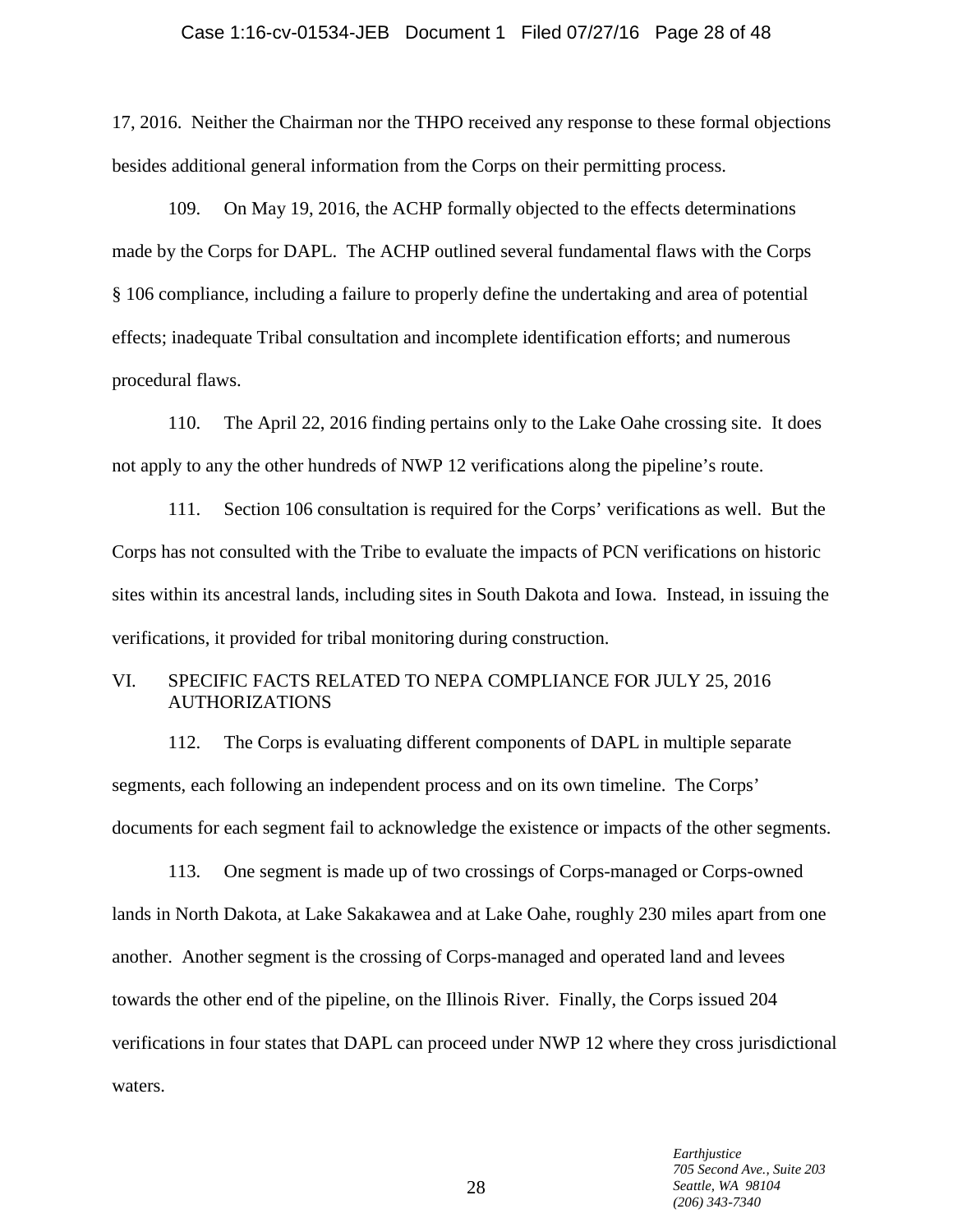17, 2016. Neither the Chairman nor the THPO received any response to these formal objections besides additional general information from the Corps on their permitting process.

109. On May 19, 2016, the ACHP formally objected to the effects determinations made by the Corps for DAPL. The ACHP outlined several fundamental flaws with the Corps § 106 compliance, including a failure to properly define the undertaking and area of potential effects; inadequate Tribal consultation and incomplete identification efforts; and numerous procedural flaws.

110. The April 22, 2016 finding pertains only to the Lake Oahe crossing site. It does not apply to any the other hundreds of NWP 12 verifications along the pipeline's route.

111. Section 106 consultation is required for the Corps' verifications as well. But the Corps has not consulted with the Tribe to evaluate the impacts of PCN verifications on historic sites within its ancestral lands, including sites in South Dakota and Iowa. Instead, in issuing the verifications, it provided for tribal monitoring during construction.

## VI. SPECIFIC FACTS RELATED TO NEPA COMPLIANCE FOR JULY 25, 2016 AUTHORIZATIONS

112. The Corps is evaluating different components of DAPL in multiple separate segments, each following an independent process and on its own timeline. The Corps' documents for each segment fail to acknowledge the existence or impacts of the other segments.

113. One segment is made up of two crossings of Corps-managed or Corps-owned lands in North Dakota, at Lake Sakakawea and at Lake Oahe, roughly 230 miles apart from one another. Another segment is the crossing of Corps-managed and operated land and levees towards the other end of the pipeline, on the Illinois River. Finally, the Corps issued 204 verifications in four states that DAPL can proceed under NWP 12 where they cross jurisdictional waters.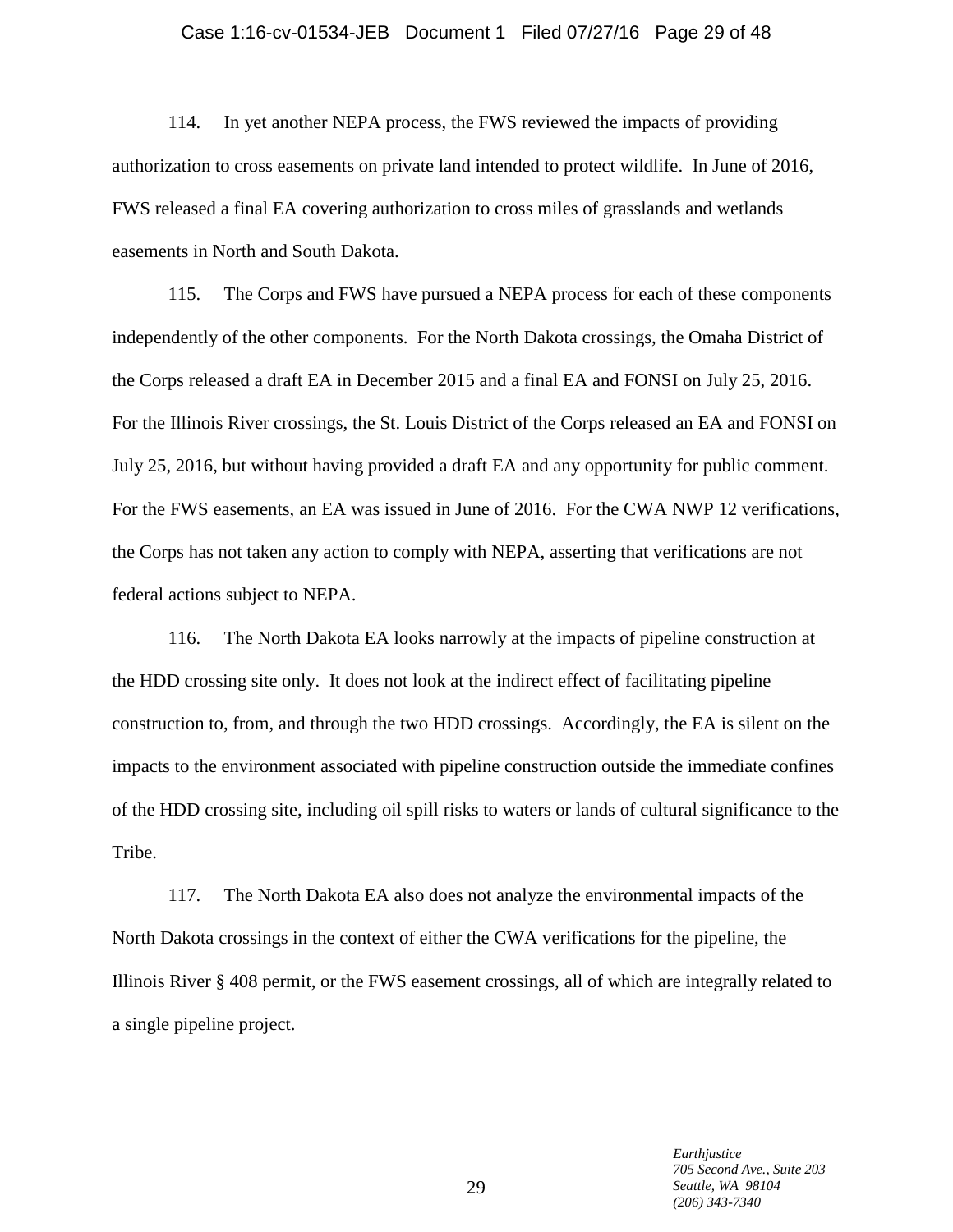114. In yet another NEPA process, the FWS reviewed the impacts of providing authorization to cross easements on private land intended to protect wildlife. In June of 2016, FWS released a final EA covering authorization to cross miles of grasslands and wetlands easements in North and South Dakota.

115. The Corps and FWS have pursued a NEPA process for each of these components independently of the other components. For the North Dakota crossings, the Omaha District of the Corps released a draft EA in December 2015 and a final EA and FONSI on July 25, 2016. For the Illinois River crossings, the St. Louis District of the Corps released an EA and FONSI on July 25, 2016, but without having provided a draft EA and any opportunity for public comment. For the FWS easements, an EA was issued in June of 2016. For the CWA NWP 12 verifications, the Corps has not taken any action to comply with NEPA, asserting that verifications are not federal actions subject to NEPA.

116. The North Dakota EA looks narrowly at the impacts of pipeline construction at the HDD crossing site only. It does not look at the indirect effect of facilitating pipeline construction to, from, and through the two HDD crossings. Accordingly, the EA is silent on the impacts to the environment associated with pipeline construction outside the immediate confines of the HDD crossing site, including oil spill risks to waters or lands of cultural significance to the Tribe.

117. The North Dakota EA also does not analyze the environmental impacts of the North Dakota crossings in the context of either the CWA verifications for the pipeline, the Illinois River § 408 permit, or the FWS easement crossings, all of which are integrally related to a single pipeline project.

*Earthjustice*
*705 Second Ave., Suite 203*
*Seattle, WA 98104*
*(206) 343-7340*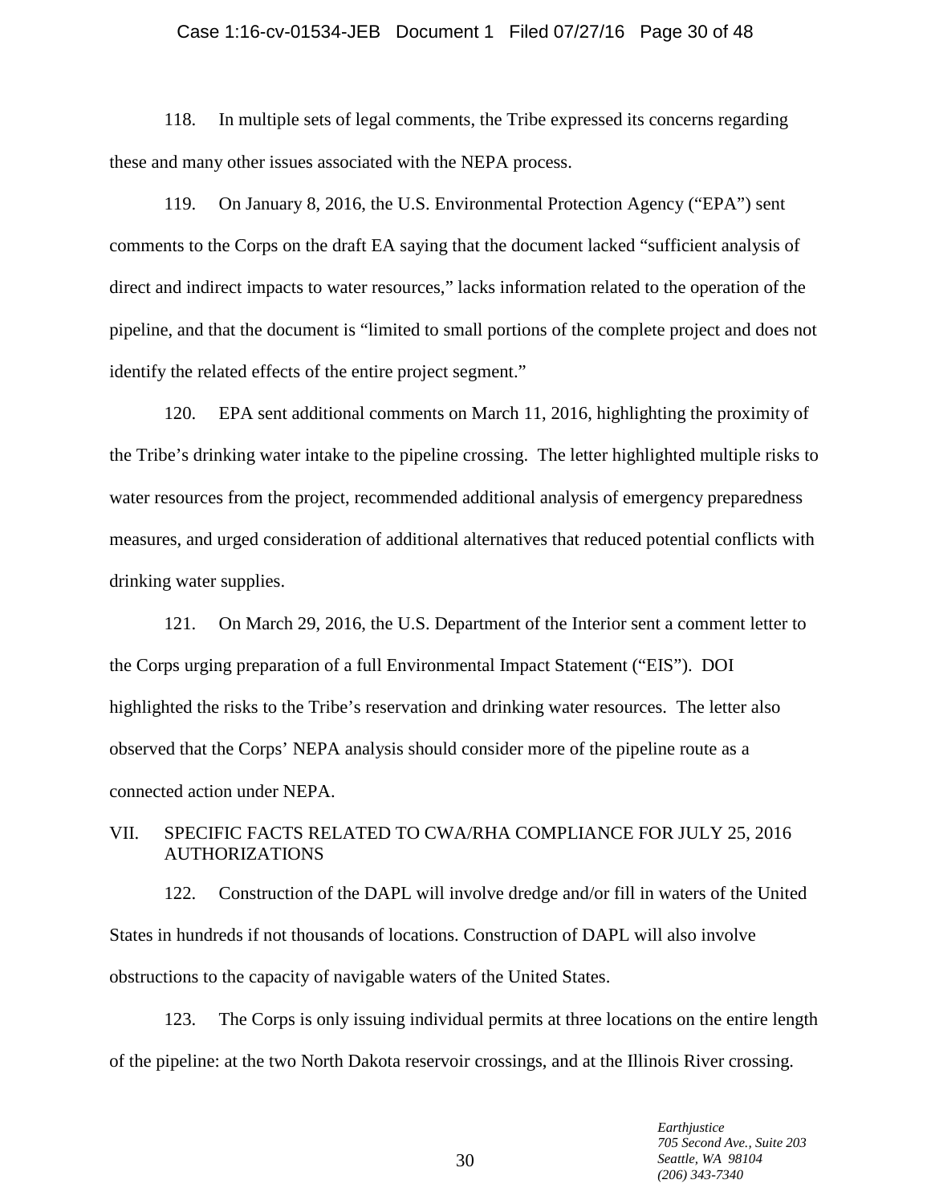118. In multiple sets of legal comments, the Tribe expressed its concerns regarding these and many other issues associated with the NEPA process.

119. On January 8, 2016, the U.S. Environmental Protection Agency ("EPA") sent comments to the Corps on the draft EA saying that the document lacked "sufficient analysis of direct and indirect impacts to water resources," lacks information related to the operation of the pipeline, and that the document is "limited to small portions of the complete project and does not identify the related effects of the entire project segment."

120. EPA sent additional comments on March 11, 2016, highlighting the proximity of the Tribe's drinking water intake to the pipeline crossing. The letter highlighted multiple risks to water resources from the project, recommended additional analysis of emergency preparedness measures, and urged consideration of additional alternatives that reduced potential conflicts with drinking water supplies.

121. On March 29, 2016, the U.S. Department of the Interior sent a comment letter to the Corps urging preparation of a full Environmental Impact Statement ("EIS"). DOI highlighted the risks to the Tribe's reservation and drinking water resources. The letter also observed that the Corps' NEPA analysis should consider more of the pipeline route as a connected action under NEPA.

## VII. SPECIFIC FACTS RELATED TO CWA/RHA COMPLIANCE FOR JULY 25, 2016 AUTHORIZATIONS

122. Construction of the DAPL will involve dredge and/or fill in waters of the United States in hundreds if not thousands of locations. Construction of DAPL will also involve obstructions to the capacity of navigable waters of the United States.

123. The Corps is only issuing individual permits at three locations on the entire length of the pipeline: at the two North Dakota reservoir crossings, and at the Illinois River crossing.

*Earthjustice*
*705 Second Ave., Suite 203*
*Seattle, WA 98104*
*(206) 343-7340*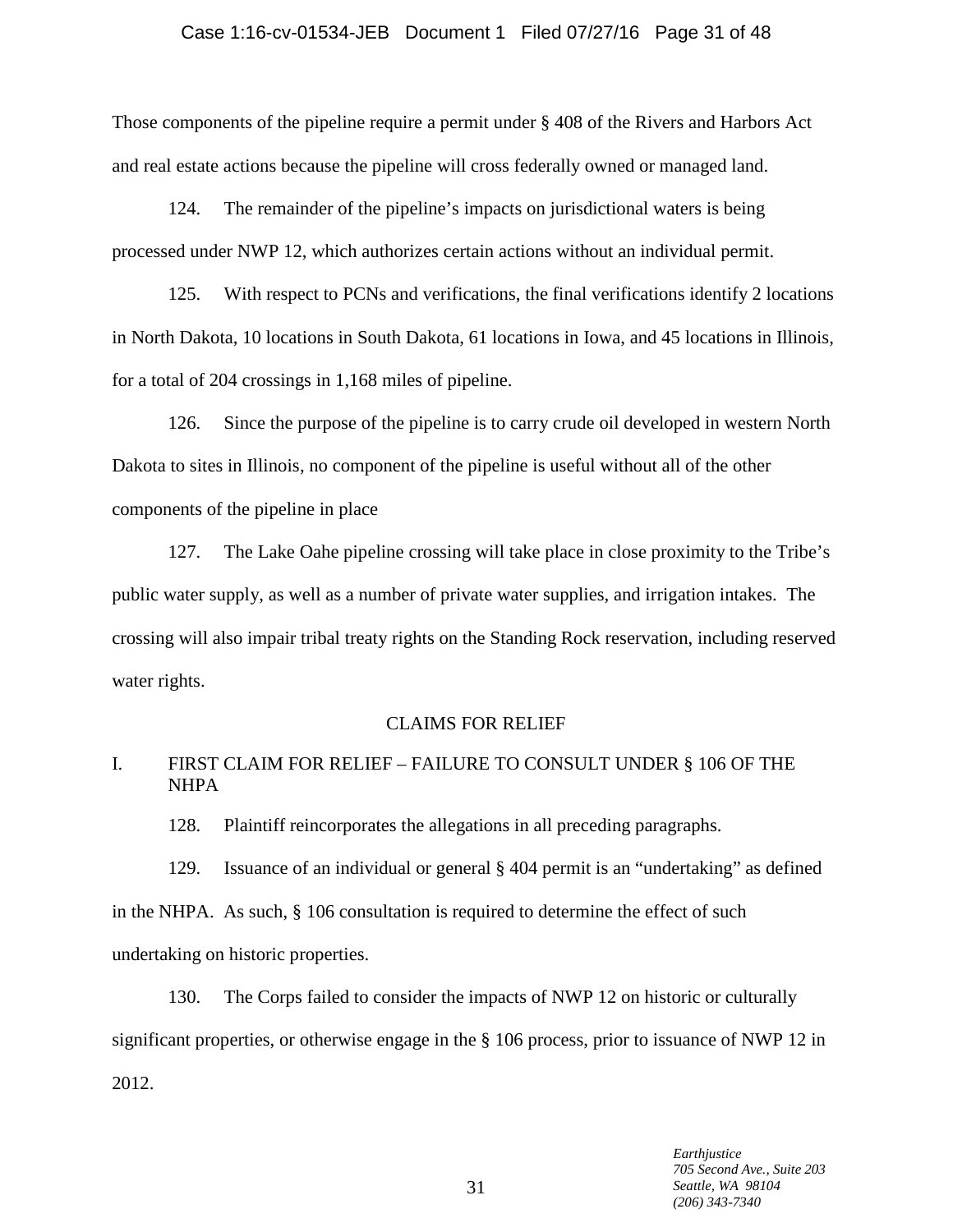Those components of the pipeline require a permit under § 408 of the Rivers and Harbors Act and real estate actions because the pipeline will cross federally owned or managed land.

124. The remainder of the pipeline's impacts on jurisdictional waters is being processed under NWP 12, which authorizes certain actions without an individual permit.

125. With respect to PCNs and verifications, the final verifications identify 2 locations in North Dakota, 10 locations in South Dakota, 61 locations in Iowa, and 45 locations in Illinois, for a total of 204 crossings in 1,168 miles of pipeline.

126. Since the purpose of the pipeline is to carry crude oil developed in western North Dakota to sites in Illinois, no component of the pipeline is useful without all of the other components of the pipeline in place

127. The Lake Oahe pipeline crossing will take place in close proximity to the Tribe's public water supply, as well as a number of private water supplies, and irrigation intakes. The crossing will also impair tribal treaty rights on the Standing Rock reservation, including reserved water rights.

## CLAIMS FOR RELIEF

### I. FIRST CLAIM FOR RELIEF – FAILURE TO CONSULT UNDER § 106 OF THE NHPA

128. Plaintiff reincorporates the allegations in all preceding paragraphs.

129. Issuance of an individual or general § 404 permit is an "undertaking" as defined in the NHPA. As such, § 106 consultation is required to determine the effect of such undertaking on historic properties.

130. The Corps failed to consider the impacts of NWP 12 on historic or culturally significant properties, or otherwise engage in the § 106 process, prior to issuance of NWP 12 in 2012.

*Earthjustice*
*705 Second Ave., Suite 203*
*Seattle, WA 98104*
*(206) 343-7340*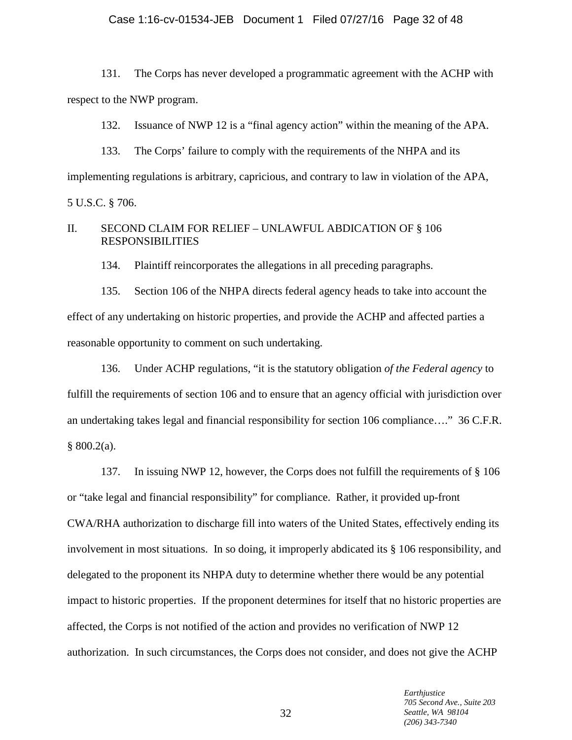131. The Corps has never developed a programmatic agreement with the ACHP with respect to the NWP program.

132. Issuance of NWP 12 is a "final agency action" within the meaning of the APA.

133. The Corps' failure to comply with the requirements of the NHPA and its implementing regulations is arbitrary, capricious, and contrary to law in violation of the APA, 5 U.S.C. § 706.

## II. SECOND CLAIM FOR RELIEF – UNLAWFUL ABDICATION OF § 106 RESPONSIBILITIES

134. Plaintiff reincorporates the allegations in all preceding paragraphs.

135. Section 106 of the NHPA directs federal agency heads to take into account the effect of any undertaking on historic properties, and provide the ACHP and affected parties a reasonable opportunity to comment on such undertaking.

136. Under ACHP regulations, "it is the statutory obligation *of the Federal agency* to fulfill the requirements of section 106 and to ensure that an agency official with jurisdiction over an undertaking takes legal and financial responsibility for section 106 compliance…." 36 C.F.R. § 800.2(a).

137. In issuing NWP 12, however, the Corps does not fulfill the requirements of § 106 or "take legal and financial responsibility" for compliance. Rather, it provided up-front CWA/RHA authorization to discharge fill into waters of the United States, effectively ending its involvement in most situations. In so doing, it improperly abdicated its § 106 responsibility, and delegated to the proponent its NHPA duty to determine whether there would be any potential impact to historic properties. If the proponent determines for itself that no historic properties are affected, the Corps is not notified of the action and provides no verification of NWP 12 authorization. In such circumstances, the Corps does not consider, and does not give the ACHP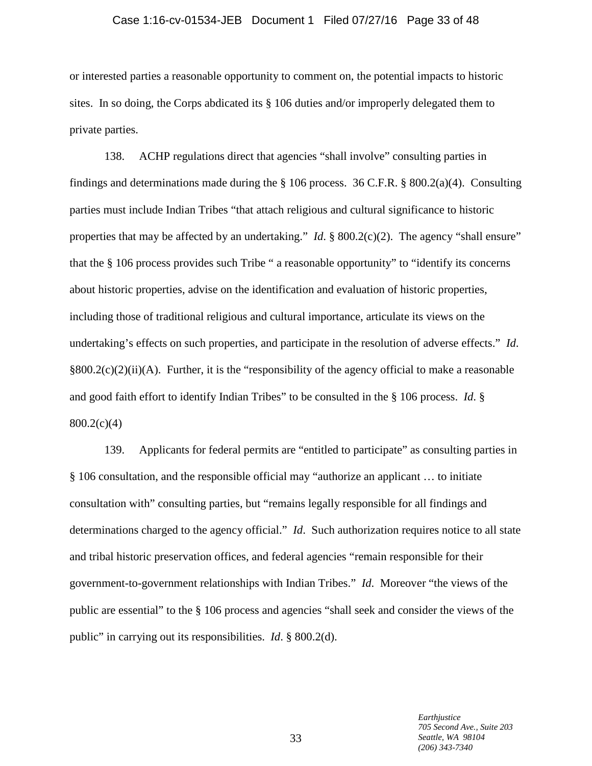or interested parties a reasonable opportunity to comment on, the potential impacts to historic sites. In so doing, the Corps abdicated its § 106 duties and/or improperly delegated them to private parties.

138. ACHP regulations direct that agencies "shall involve" consulting parties in findings and determinations made during the § 106 process. 36 C.F.R. § 800.2(a)(4). Consulting parties must include Indian Tribes "that attach religious and cultural significance to historic properties that may be affected by an undertaking." *Id*. § 800.2(c)(2). The agency "shall ensure" that the § 106 process provides such Tribe " a reasonable opportunity" to "identify its concerns about historic properties, advise on the identification and evaluation of historic properties, including those of traditional religious and cultural importance, articulate its views on the undertaking's effects on such properties, and participate in the resolution of adverse effects." *Id*. §800.2(c)(2)(ii)(A). Further, it is the "responsibility of the agency official to make a reasonable and good faith effort to identify Indian Tribes" to be consulted in the § 106 process. *Id*. § 800.2(c)(4)

139. Applicants for federal permits are "entitled to participate" as consulting parties in § 106 consultation, and the responsible official may "authorize an applicant … to initiate consultation with" consulting parties, but "remains legally responsible for all findings and determinations charged to the agency official." *Id*. Such authorization requires notice to all state and tribal historic preservation offices, and federal agencies "remain responsible for their government-to-government relationships with Indian Tribes." *Id*. Moreover "the views of the public are essential" to the § 106 process and agencies "shall seek and consider the views of the public" in carrying out its responsibilities. *Id*. § 800.2(d).

*Earthjustice*
*705 Second Ave., Suite 203*
*Seattle, WA 98104*
*(206) 343-7340*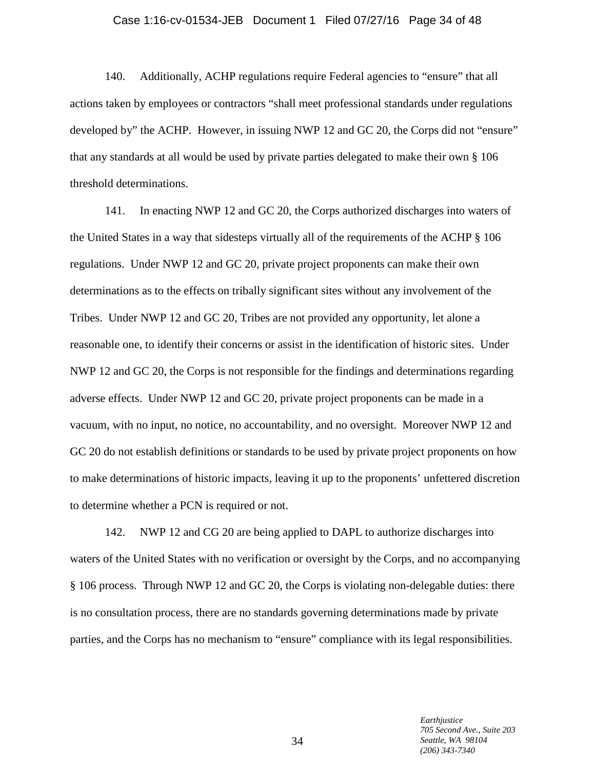140. Additionally, ACHP regulations require Federal agencies to "ensure" that all actions taken by employees or contractors "shall meet professional standards under regulations developed by" the ACHP. However, in issuing NWP 12 and GC 20, the Corps did not "ensure" that any standards at all would be used by private parties delegated to make their own § 106 threshold determinations.

141. In enacting NWP 12 and GC 20, the Corps authorized discharges into waters of the United States in a way that sidesteps virtually all of the requirements of the ACHP § 106 regulations. Under NWP 12 and GC 20, private project proponents can make their own determinations as to the effects on tribally significant sites without any involvement of the Tribes. Under NWP 12 and GC 20, Tribes are not provided any opportunity, let alone a reasonable one, to identify their concerns or assist in the identification of historic sites. Under NWP 12 and GC 20, the Corps is not responsible for the findings and determinations regarding adverse effects. Under NWP 12 and GC 20, private project proponents can be made in a vacuum, with no input, no notice, no accountability, and no oversight. Moreover NWP 12 and GC 20 do not establish definitions or standards to be used by private project proponents on how to make determinations of historic impacts, leaving it up to the proponents' unfettered discretion to determine whether a PCN is required or not.

142. NWP 12 and CG 20 are being applied to DAPL to authorize discharges into waters of the United States with no verification or oversight by the Corps, and no accompanying § 106 process. Through NWP 12 and GC 20, the Corps is violating non-delegable duties: there is no consultation process, there are no standards governing determinations made by private parties, and the Corps has no mechanism to "ensure" compliance with its legal responsibilities.

*Earthjustice*
*705 Second Ave., Suite 203*
*Seattle, WA 98104*
*(206) 343-7340*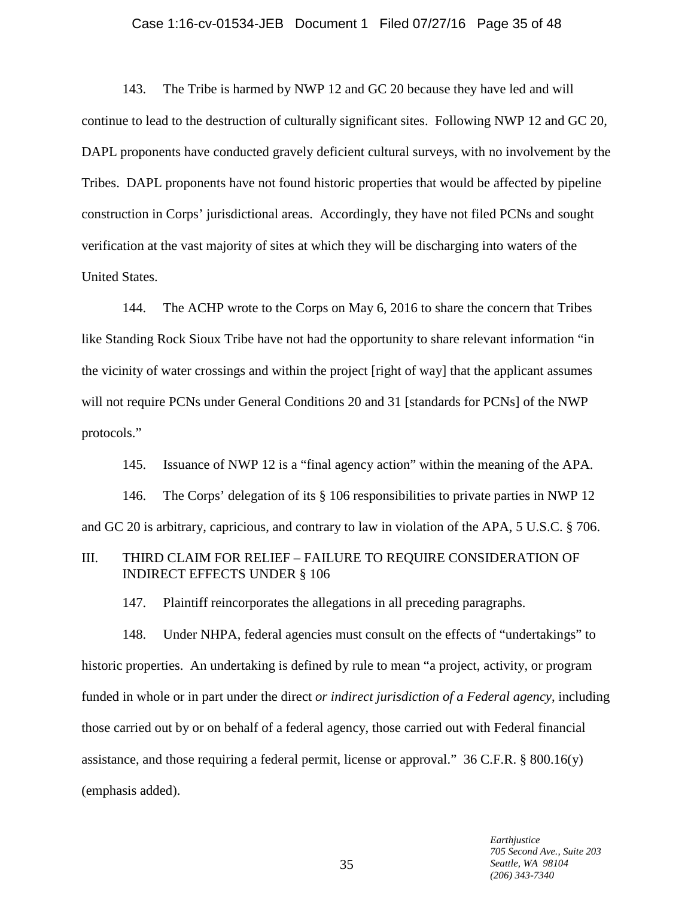143. The Tribe is harmed by NWP 12 and GC 20 because they have led and will continue to lead to the destruction of culturally significant sites. Following NWP 12 and GC 20, DAPL proponents have conducted gravely deficient cultural surveys, with no involvement by the Tribes. DAPL proponents have not found historic properties that would be affected by pipeline construction in Corps' jurisdictional areas. Accordingly, they have not filed PCNs and sought verification at the vast majority of sites at which they will be discharging into waters of the United States.

144. The ACHP wrote to the Corps on May 6, 2016 to share the concern that Tribes like Standing Rock Sioux Tribe have not had the opportunity to share relevant information "in the vicinity of water crossings and within the project [right of way] that the applicant assumes will not require PCNs under General Conditions 20 and 31 [standards for PCNs] of the NWP protocols."

145. Issuance of NWP 12 is a "final agency action" within the meaning of the APA.

146. The Corps' delegation of its § 106 responsibilities to private parties in NWP 12 and GC 20 is arbitrary, capricious, and contrary to law in violation of the APA, 5 U.S.C. § 706.

## III. THIRD CLAIM FOR RELIEF – FAILURE TO REQUIRE CONSIDERATION OF INDIRECT EFFECTS UNDER § 106

147. Plaintiff reincorporates the allegations in all preceding paragraphs.

148. Under NHPA, federal agencies must consult on the effects of "undertakings" to historic properties. An undertaking is defined by rule to mean "a project, activity, or program funded in whole or in part under the direct *or indirect jurisdiction of a Federal agency*, including those carried out by or on behalf of a federal agency, those carried out with Federal financial assistance, and those requiring a federal permit, license or approval." 36 C.F.R. § 800.16(y) (emphasis added).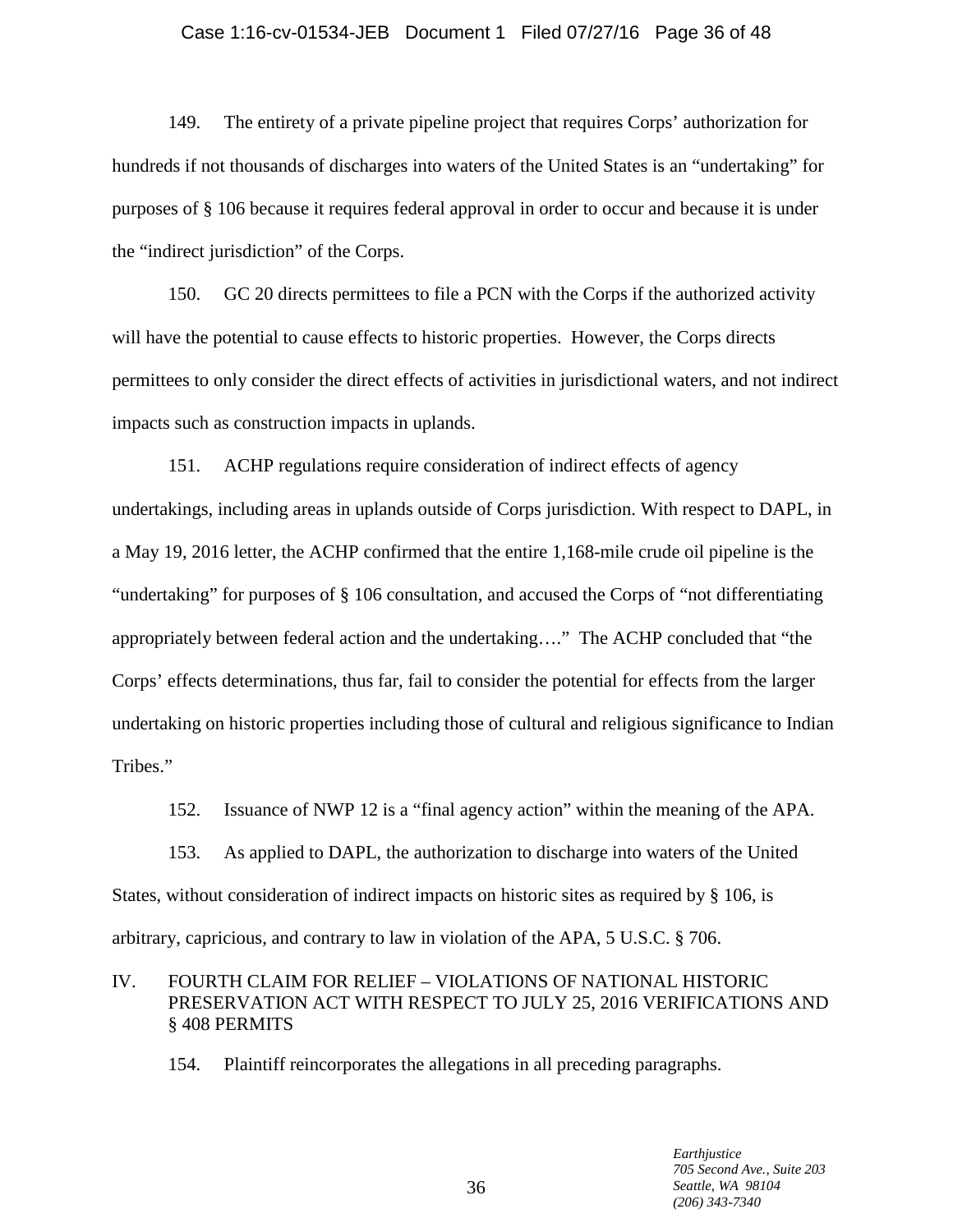149. The entirety of a private pipeline project that requires Corps' authorization for hundreds if not thousands of discharges into waters of the United States is an "undertaking" for purposes of § 106 because it requires federal approval in order to occur and because it is under the "indirect jurisdiction" of the Corps.

150. GC 20 directs permittees to file a PCN with the Corps if the authorized activity will have the potential to cause effects to historic properties. However, the Corps directs permittees to only consider the direct effects of activities in jurisdictional waters, and not indirect impacts such as construction impacts in uplands.

151. ACHP regulations require consideration of indirect effects of agency undertakings, including areas in uplands outside of Corps jurisdiction. With respect to DAPL, in a May 19, 2016 letter, the ACHP confirmed that the entire 1,168-mile crude oil pipeline is the "undertaking" for purposes of § 106 consultation, and accused the Corps of "not differentiating appropriately between federal action and the undertaking…." The ACHP concluded that "the Corps' effects determinations, thus far, fail to consider the potential for effects from the larger undertaking on historic properties including those of cultural and religious significance to Indian Tribes."

152. Issuance of NWP 12 is a "final agency action" within the meaning of the APA.

153. As applied to DAPL, the authorization to discharge into waters of the United States, without consideration of indirect impacts on historic sites as required by § 106, is arbitrary, capricious, and contrary to law in violation of the APA, 5 U.S.C. § 706.

## IV. FOURTH CLAIM FOR RELIEF – VIOLATIONS OF NATIONAL HISTORIC PRESERVATION ACT WITH RESPECT TO JULY 25, 2016 VERIFICATIONS AND § 408 PERMITS

154. Plaintiff reincorporates the allegations in all preceding paragraphs.

*Earthjustice*
*705 Second Ave., Suite 203*
*Seattle, WA 98104*
*(206) 343-7340*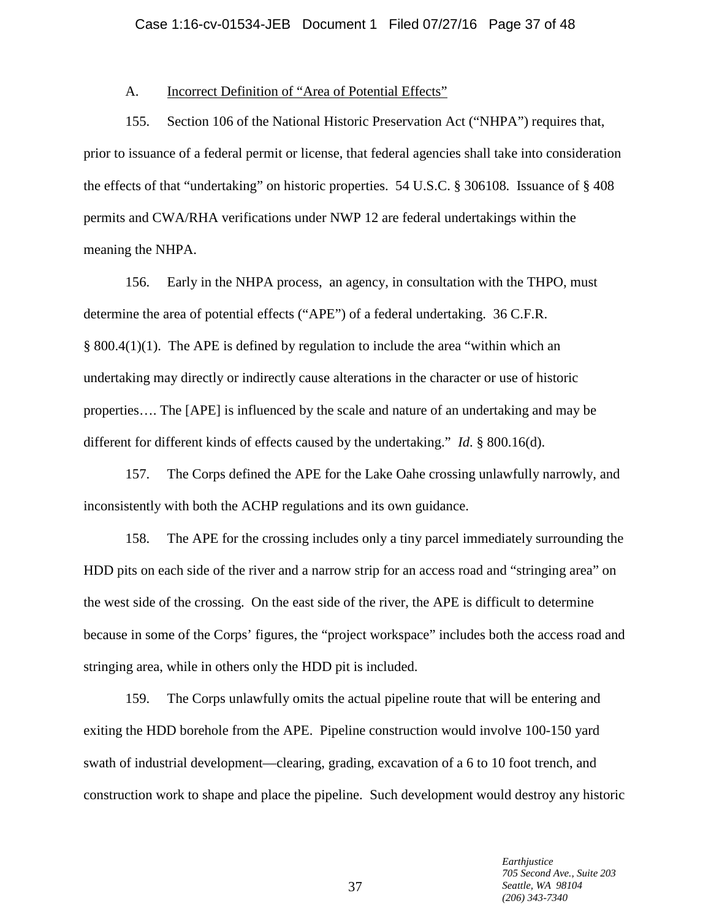### A. Incorrect Definition of "Area of Potential Effects"

155. Section 106 of the National Historic Preservation Act ("NHPA") requires that, prior to issuance of a federal permit or license, that federal agencies shall take into consideration the effects of that "undertaking" on historic properties. 54 U.S.C. § 306108. Issuance of § 408 permits and CWA/RHA verifications under NWP 12 are federal undertakings within the meaning the NHPA.

156. Early in the NHPA process, an agency, in consultation with the THPO, must determine the area of potential effects ("APE") of a federal undertaking. 36 C.F.R. § 800.4(1)(1). The APE is defined by regulation to include the area "within which an undertaking may directly or indirectly cause alterations in the character or use of historic properties…. The [APE] is influenced by the scale and nature of an undertaking and may be different for different kinds of effects caused by the undertaking." *Id*. § 800.16(d).

157. The Corps defined the APE for the Lake Oahe crossing unlawfully narrowly, and inconsistently with both the ACHP regulations and its own guidance.

158. The APE for the crossing includes only a tiny parcel immediately surrounding the HDD pits on each side of the river and a narrow strip for an access road and "stringing area" on the west side of the crossing. On the east side of the river, the APE is difficult to determine because in some of the Corps' figures, the "project workspace" includes both the access road and stringing area, while in others only the HDD pit is included.

159. The Corps unlawfully omits the actual pipeline route that will be entering and exiting the HDD borehole from the APE. Pipeline construction would involve 100-150 yard swath of industrial development—clearing, grading, excavation of a 6 to 10 foot trench, and construction work to shape and place the pipeline. Such development would destroy any historic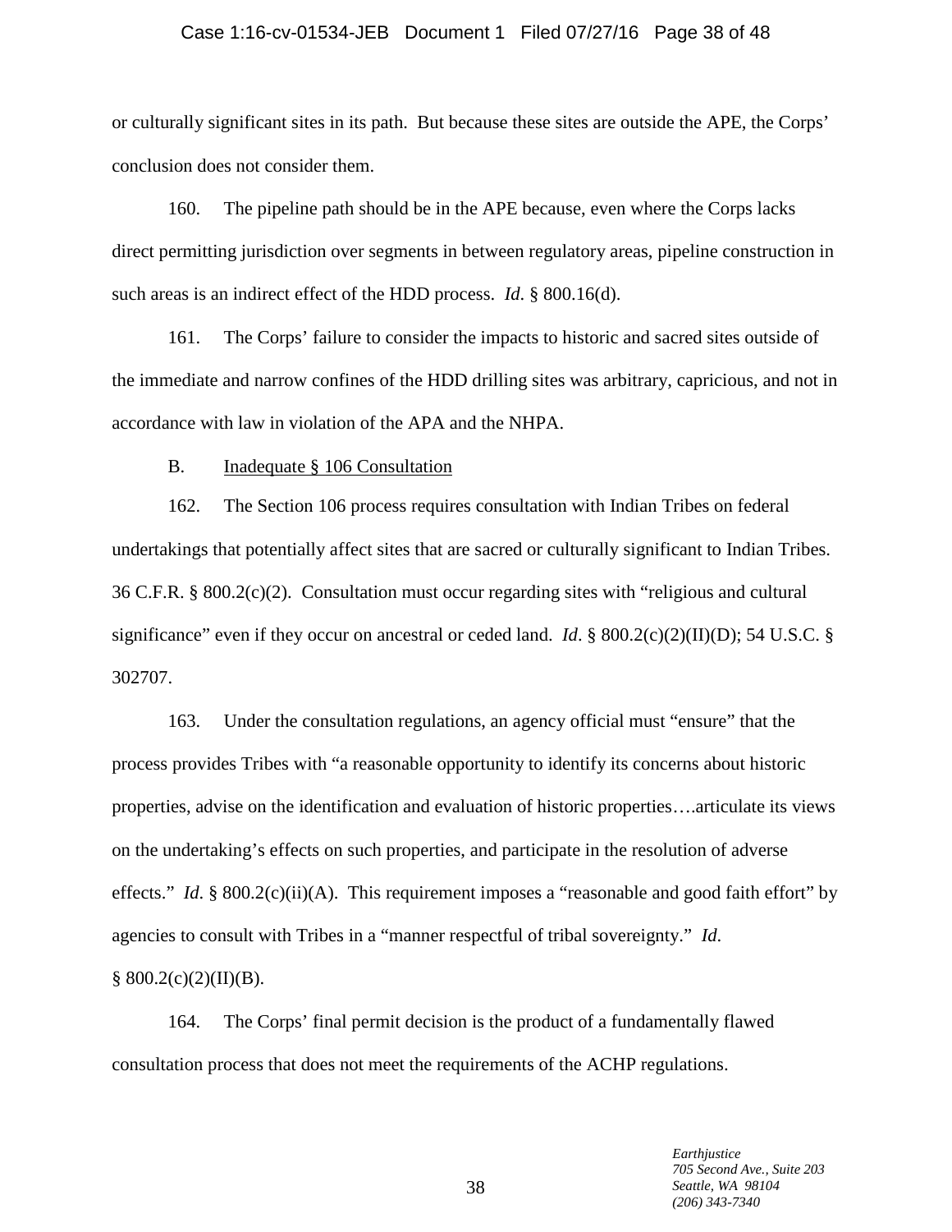or culturally significant sites in its path. But because these sites are outside the APE, the Corps' conclusion does not consider them.

160. The pipeline path should be in the APE because, even where the Corps lacks direct permitting jurisdiction over segments in between regulatory areas, pipeline construction in such areas is an indirect effect of the HDD process. *Id.* § 800.16(d).

161. The Corps' failure to consider the impacts to historic and sacred sites outside of the immediate and narrow confines of the HDD drilling sites was arbitrary, capricious, and not in accordance with law in violation of the APA and the NHPA.

B. Inadequate § 106 Consultation

162. The Section 106 process requires consultation with Indian Tribes on federal undertakings that potentially affect sites that are sacred or culturally significant to Indian Tribes. 36 C.F.R. § 800.2(c)(2). Consultation must occur regarding sites with "religious and cultural significance" even if they occur on ancestral or ceded land. *Id*. § 800.2(c)(2)(II)(D); 54 U.S.C. § 302707.

163. Under the consultation regulations, an agency official must "ensure" that the process provides Tribes with "a reasonable opportunity to identify its concerns about historic properties, advise on the identification and evaluation of historic properties….articulate its views on the undertaking's effects on such properties, and participate in the resolution of adverse effects." *Id*. § 800.2(c)(ii)(A). This requirement imposes a "reasonable and good faith effort" by agencies to consult with Tribes in a "manner respectful of tribal sovereignty." *Id*. § 800.2(c)(2)(II)(B).

164. The Corps' final permit decision is the product of a fundamentally flawed consultation process that does not meet the requirements of the ACHP regulations.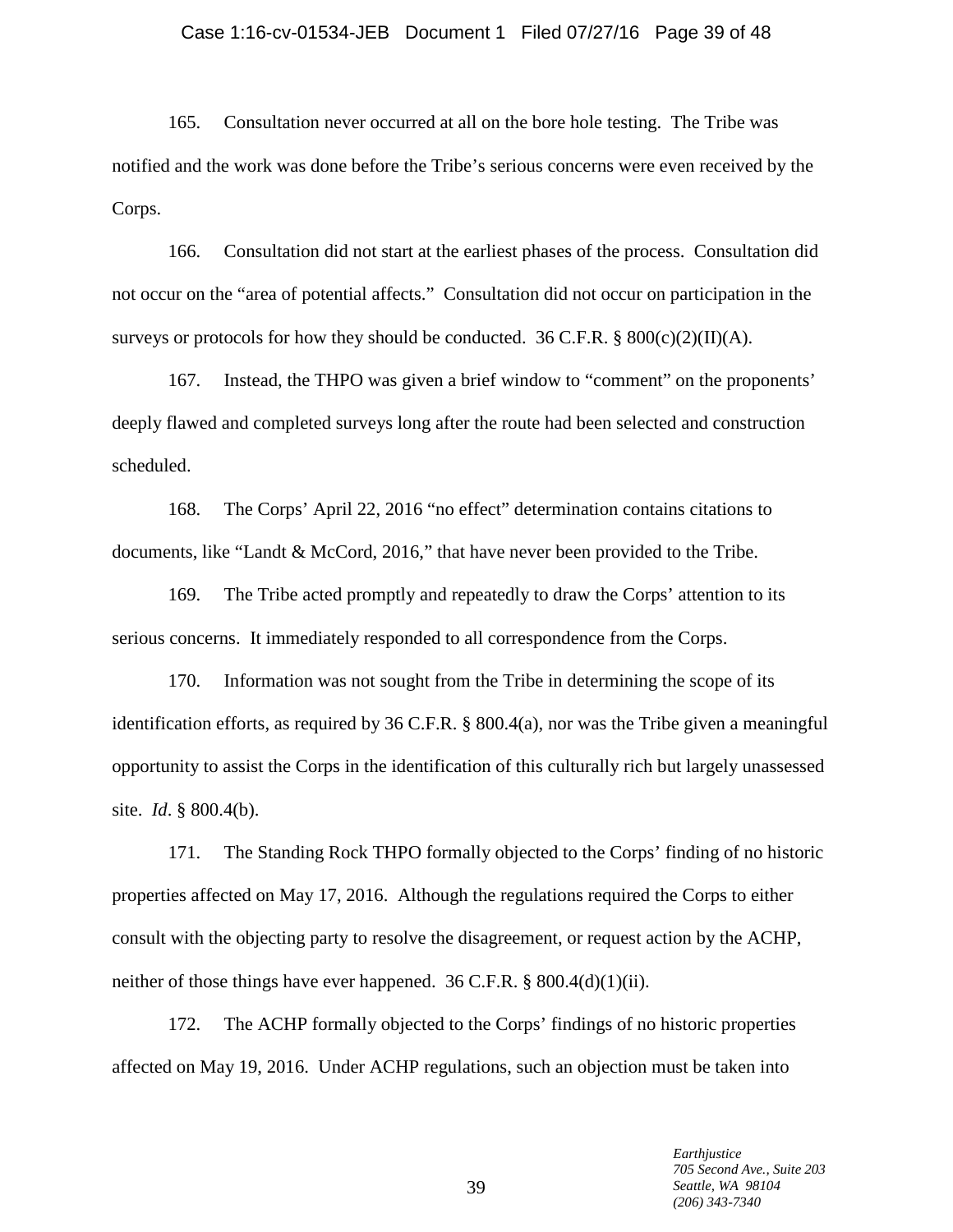165. Consultation never occurred at all on the bore hole testing. The Tribe was notified and the work was done before the Tribe's serious concerns were even received by the Corps.

166. Consultation did not start at the earliest phases of the process. Consultation did not occur on the "area of potential affects." Consultation did not occur on participation in the surveys or protocols for how they should be conducted. 36 C.F.R. § 800(c)(2)(II)(A).

167. Instead, the THPO was given a brief window to "comment" on the proponents' deeply flawed and completed surveys long after the route had been selected and construction scheduled.

168. The Corps' April 22, 2016 "no effect" determination contains citations to documents, like "Landt & McCord, 2016," that have never been provided to the Tribe.

169. The Tribe acted promptly and repeatedly to draw the Corps' attention to its serious concerns. It immediately responded to all correspondence from the Corps.

170. Information was not sought from the Tribe in determining the scope of its identification efforts, as required by 36 C.F.R. § 800.4(a), nor was the Tribe given a meaningful opportunity to assist the Corps in the identification of this culturally rich but largely unassessed site. *Id*. § 800.4(b).

171. The Standing Rock THPO formally objected to the Corps' finding of no historic properties affected on May 17, 2016. Although the regulations required the Corps to either consult with the objecting party to resolve the disagreement, or request action by the ACHP, neither of those things have ever happened. 36 C.F.R. § 800.4(d)(1)(ii).

172. The ACHP formally objected to the Corps' findings of no historic properties affected on May 19, 2016. Under ACHP regulations, such an objection must be taken into

*Earthjustice*
*705 Second Ave., Suite 203*
*Seattle, WA 98104*
*(206) 343-7340*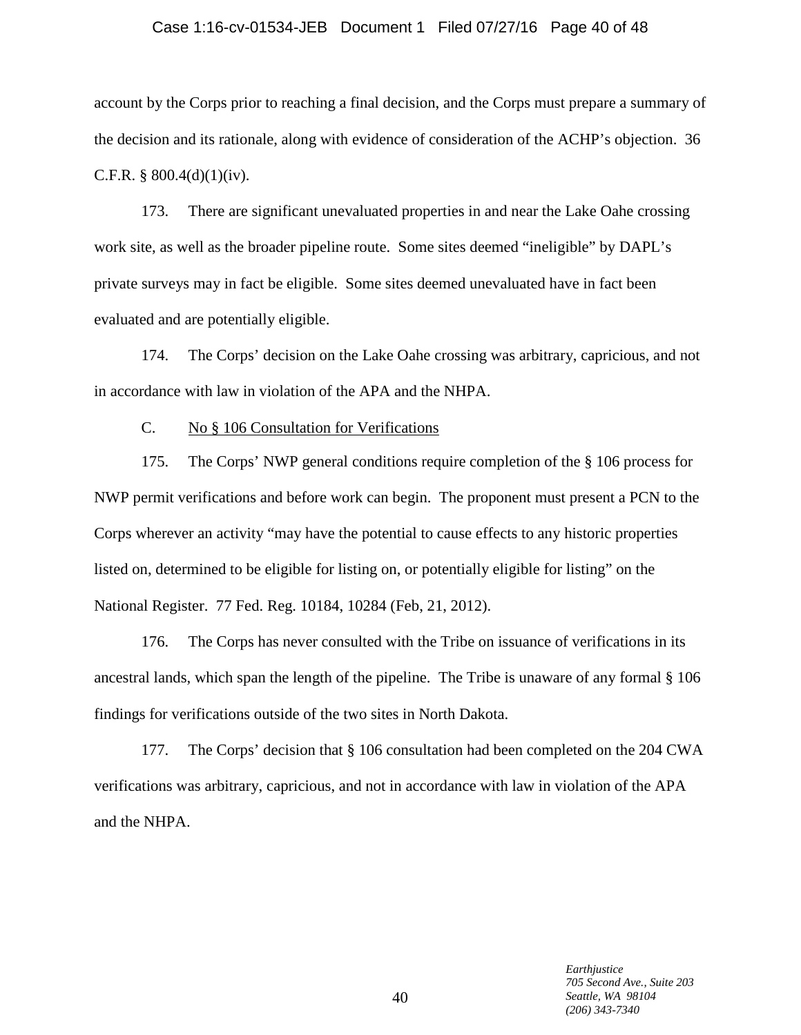account by the Corps prior to reaching a final decision, and the Corps must prepare a summary of the decision and its rationale, along with evidence of consideration of the ACHP's objection. 36 C.F.R. § 800.4(d)(1)(iv).

173. There are significant unevaluated properties in and near the Lake Oahe crossing work site, as well as the broader pipeline route. Some sites deemed "ineligible" by DAPL's private surveys may in fact be eligible. Some sites deemed unevaluated have in fact been evaluated and are potentially eligible.

174. The Corps' decision on the Lake Oahe crossing was arbitrary, capricious, and not in accordance with law in violation of the APA and the NHPA.

C. <u>No § 106 Consultation for Verifications</u>

175. The Corps' NWP general conditions require completion of the § 106 process for NWP permit verifications and before work can begin. The proponent must present a PCN to the Corps wherever an activity "may have the potential to cause effects to any historic properties listed on, determined to be eligible for listing on, or potentially eligible for listing" on the National Register. 77 Fed. Reg. 10184, 10284 (Feb, 21, 2012).

176. The Corps has never consulted with the Tribe on issuance of verifications in its ancestral lands, which span the length of the pipeline. The Tribe is unaware of any formal § 106 findings for verifications outside of the two sites in North Dakota.

177. The Corps' decision that § 106 consultation had been completed on the 204 CWA verifications was arbitrary, capricious, and not in accordance with law in violation of the APA and the NHPA.

*Earthjustice*
*705 Second Ave., Suite 203*
*Seattle, WA 98104*
*(206) 343-7340*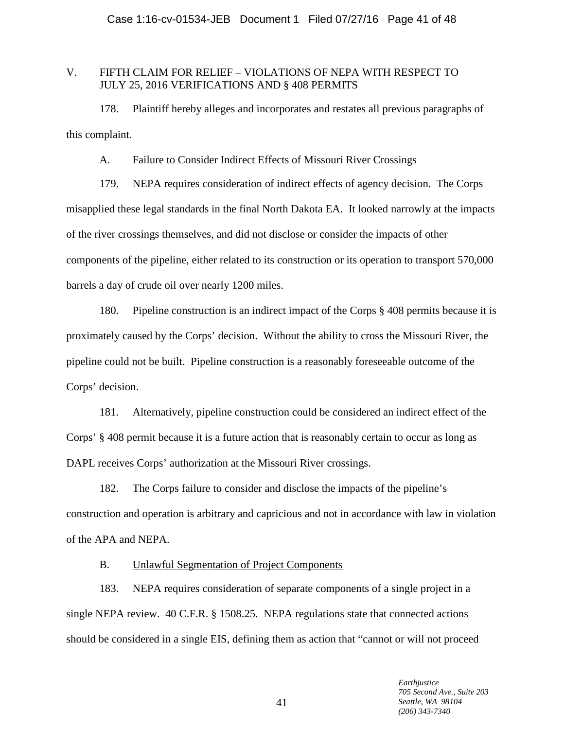## V. FIFTH CLAIM FOR RELIEF – VIOLATIONS OF NEPA WITH RESPECT TO JULY 25, 2016 VERIFICATIONS AND § 408 PERMITS

178. Plaintiff hereby alleges and incorporates and restates all previous paragraphs of this complaint.

### A. Failure to Consider Indirect Effects of Missouri River Crossings

179. NEPA requires consideration of indirect effects of agency decision. The Corps misapplied these legal standards in the final North Dakota EA. It looked narrowly at the impacts of the river crossings themselves, and did not disclose or consider the impacts of other components of the pipeline, either related to its construction or its operation to transport 570,000 barrels a day of crude oil over nearly 1200 miles.

180. Pipeline construction is an indirect impact of the Corps § 408 permits because it is proximately caused by the Corps' decision. Without the ability to cross the Missouri River, the pipeline could not be built. Pipeline construction is a reasonably foreseeable outcome of the Corps' decision.

181. Alternatively, pipeline construction could be considered an indirect effect of the Corps' § 408 permit because it is a future action that is reasonably certain to occur as long as DAPL receives Corps' authorization at the Missouri River crossings.

182. The Corps failure to consider and disclose the impacts of the pipeline's construction and operation is arbitrary and capricious and not in accordance with law in violation of the APA and NEPA.

### B. Unlawful Segmentation of Project Components

183. NEPA requires consideration of separate components of a single project in a single NEPA review. 40 C.F.R. § 1508.25. NEPA regulations state that connected actions should be considered in a single EIS, defining them as action that "cannot or will not proceed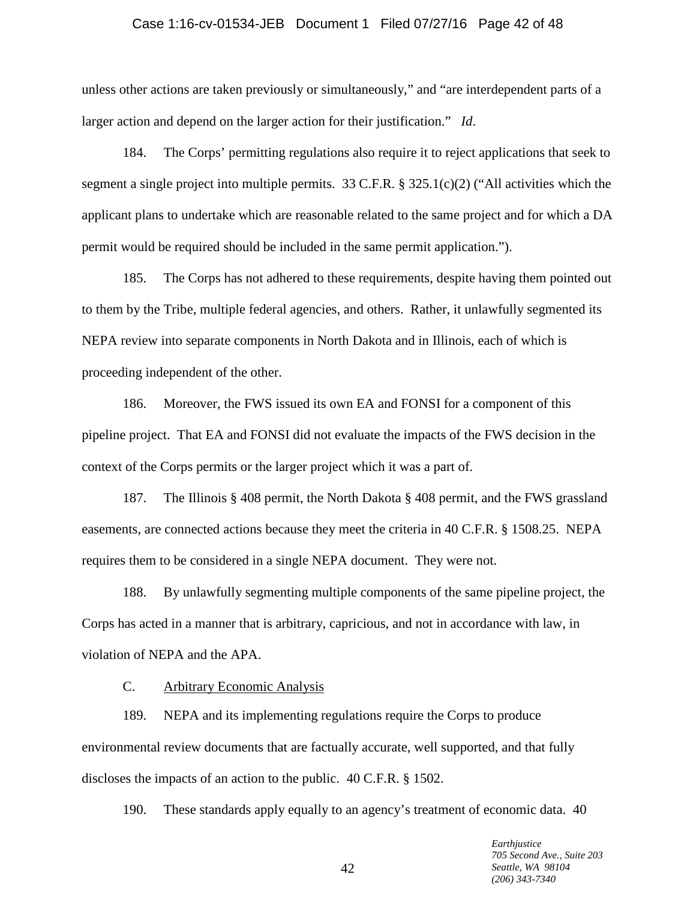unless other actions are taken previously or simultaneously," and "are interdependent parts of a larger action and depend on the larger action for their justification." *Id*.

184. The Corps' permitting regulations also require it to reject applications that seek to segment a single project into multiple permits. 33 C.F.R. § 325.1(c)(2) ("All activities which the applicant plans to undertake which are reasonable related to the same project and for which a DA permit would be required should be included in the same permit application.").

185. The Corps has not adhered to these requirements, despite having them pointed out to them by the Tribe, multiple federal agencies, and others. Rather, it unlawfully segmented its NEPA review into separate components in North Dakota and in Illinois, each of which is proceeding independent of the other.

186. Moreover, the FWS issued its own EA and FONSI for a component of this pipeline project. That EA and FONSI did not evaluate the impacts of the FWS decision in the context of the Corps permits or the larger project which it was a part of.

187. The Illinois § 408 permit, the North Dakota § 408 permit, and the FWS grassland easements, are connected actions because they meet the criteria in 40 C.F.R. § 1508.25. NEPA requires them to be considered in a single NEPA document. They were not.

188. By unlawfully segmenting multiple components of the same pipeline project, the Corps has acted in a manner that is arbitrary, capricious, and not in accordance with law, in violation of NEPA and the APA.

C. <u>Arbitrary Economic Analysis</u>

189. NEPA and its implementing regulations require the Corps to produce environmental review documents that are factually accurate, well supported, and that fully discloses the impacts of an action to the public. 40 C.F.R. § 1502.

190. These standards apply equally to an agency's treatment of economic data. 40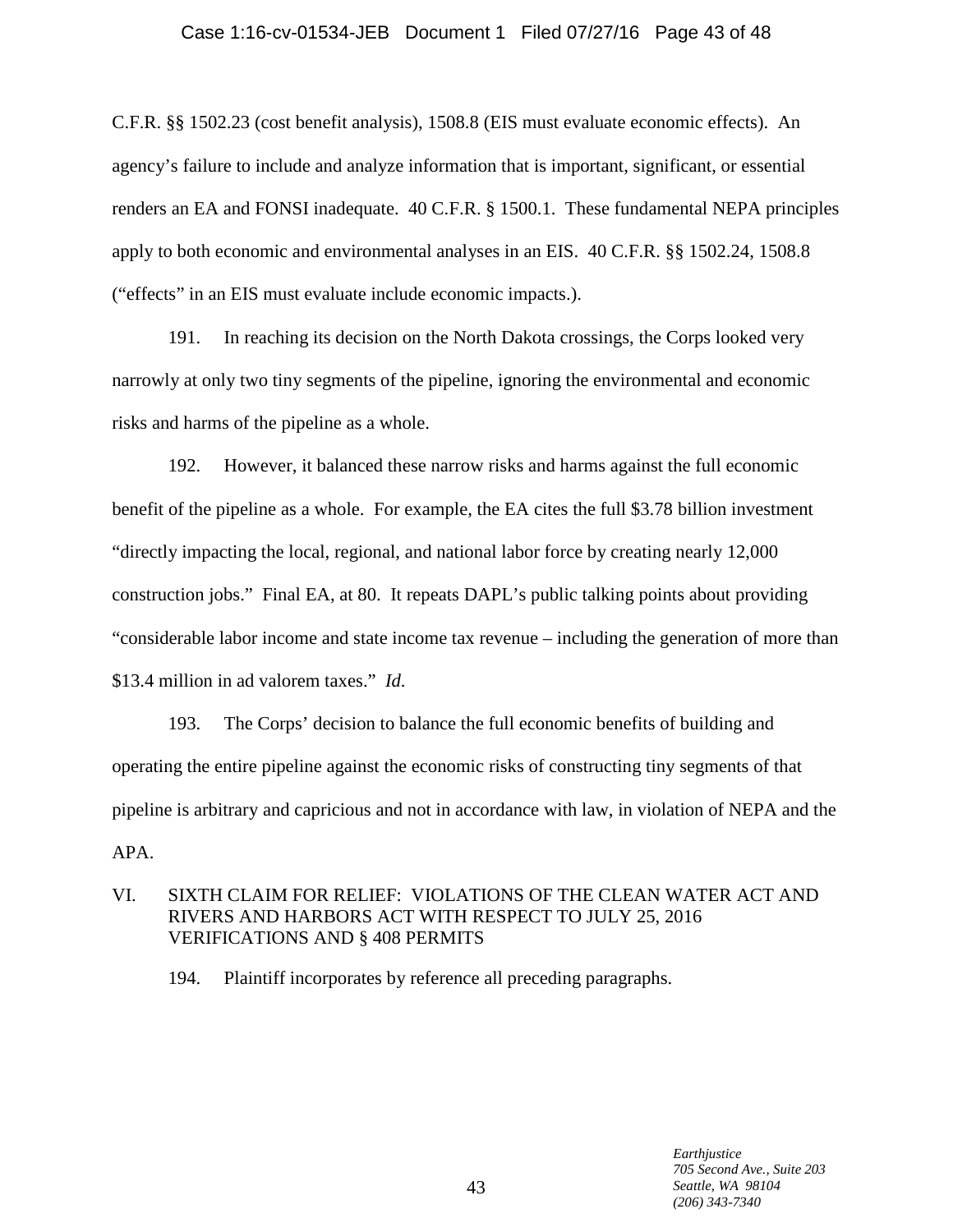C.F.R. §§ 1502.23 (cost benefit analysis), 1508.8 (EIS must evaluate economic effects). An agency's failure to include and analyze information that is important, significant, or essential renders an EA and FONSI inadequate. 40 C.F.R. § 1500.1. These fundamental NEPA principles apply to both economic and environmental analyses in an EIS. 40 C.F.R. §§ 1502.24, 1508.8 ("effects" in an EIS must evaluate include economic impacts.).

191. In reaching its decision on the North Dakota crossings, the Corps looked very narrowly at only two tiny segments of the pipeline, ignoring the environmental and economic risks and harms of the pipeline as a whole.

192. However, it balanced these narrow risks and harms against the full economic benefit of the pipeline as a whole. For example, the EA cites the full $3.78 billion investment "directly impacting the local, regional, and national labor force by creating nearly 12,000 construction jobs." Final EA, at 80. It repeats DAPL's public talking points about providing "considerable labor income and state income tax revenue – including the generation of more than $13.4 million in ad valorem taxes." *Id.*

193. The Corps' decision to balance the full economic benefits of building and operating the entire pipeline against the economic risks of constructing tiny segments of that pipeline is arbitrary and capricious and not in accordance with law, in violation of NEPA and the APA.

## VI. SIXTH CLAIM FOR RELIEF: VIOLATIONS OF THE CLEAN WATER ACT AND RIVERS AND HARBORS ACT WITH RESPECT TO JULY 25, 2016 VERIFICATIONS AND § 408 PERMITS

194. Plaintiff incorporates by reference all preceding paragraphs.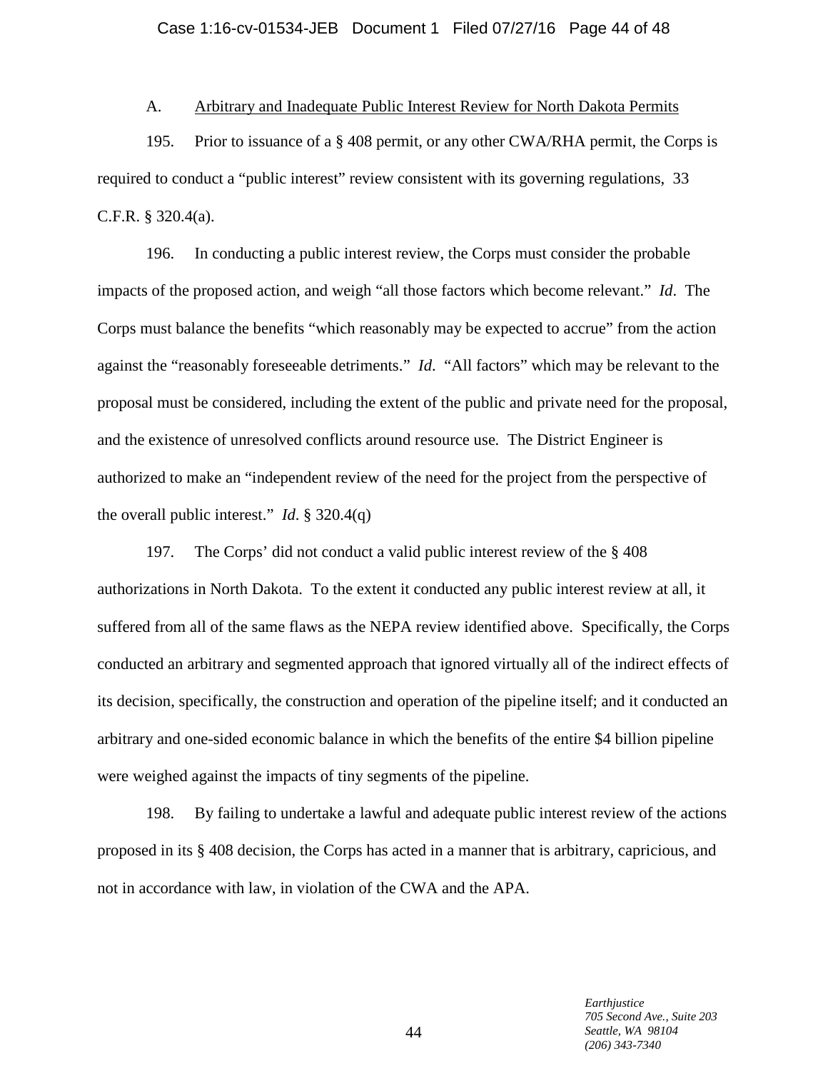### A. Arbitrary and Inadequate Public Interest Review for North Dakota Permits

195. Prior to issuance of a § 408 permit, or any other CWA/RHA permit, the Corps is required to conduct a "public interest" review consistent with its governing regulations, 33 C.F.R. § 320.4(a).

196. In conducting a public interest review, the Corps must consider the probable impacts of the proposed action, and weigh "all those factors which become relevant." *Id*. The Corps must balance the benefits "which reasonably may be expected to accrue" from the action against the "reasonably foreseeable detriments." *Id*. "All factors" which may be relevant to the proposal must be considered, including the extent of the public and private need for the proposal, and the existence of unresolved conflicts around resource use. The District Engineer is authorized to make an "independent review of the need for the project from the perspective of the overall public interest." *Id*. § 320.4(q)

197. The Corps' did not conduct a valid public interest review of the § 408 authorizations in North Dakota. To the extent it conducted any public interest review at all, it suffered from all of the same flaws as the NEPA review identified above. Specifically, the Corps conducted an arbitrary and segmented approach that ignored virtually all of the indirect effects of its decision, specifically, the construction and operation of the pipeline itself; and it conducted an arbitrary and one-sided economic balance in which the benefits of the entire $4 billion pipeline were weighed against the impacts of tiny segments of the pipeline.

198. By failing to undertake a lawful and adequate public interest review of the actions proposed in its § 408 decision, the Corps has acted in a manner that is arbitrary, capricious, and not in accordance with law, in violation of the CWA and the APA.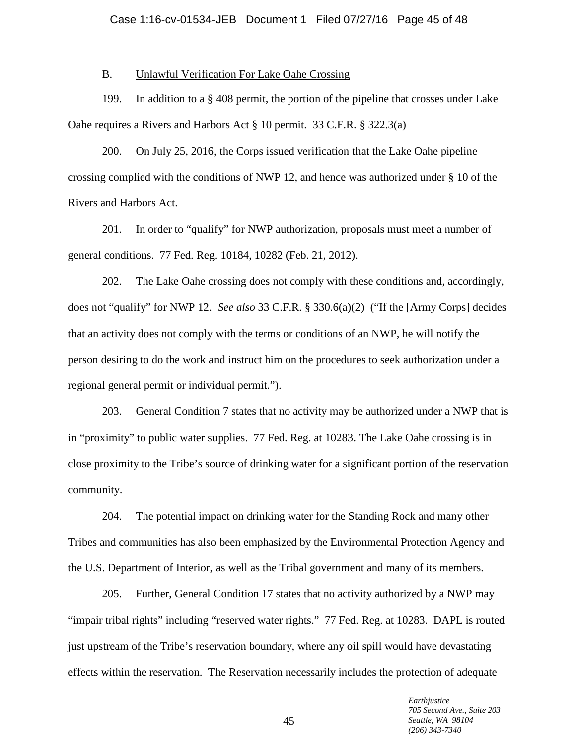B. <u>Unlawful Verification For Lake Oahe Crossing</u>

199. In addition to a § 408 permit, the portion of the pipeline that crosses under Lake Oahe requires a Rivers and Harbors Act § 10 permit. 33 C.F.R. § 322.3(a)

200. On July 25, 2016, the Corps issued verification that the Lake Oahe pipeline crossing complied with the conditions of NWP 12, and hence was authorized under § 10 of the Rivers and Harbors Act.

201. In order to "qualify" for NWP authorization, proposals must meet a number of general conditions. 77 Fed. Reg. 10184, 10282 (Feb. 21, 2012).

202. The Lake Oahe crossing does not comply with these conditions and, accordingly, does not "qualify" for NWP 12. *See also* 33 C.F.R. § 330.6(a)(2) ("If the [Army Corps] decides that an activity does not comply with the terms or conditions of an NWP, he will notify the person desiring to do the work and instruct him on the procedures to seek authorization under a regional general permit or individual permit.").

203. General Condition 7 states that no activity may be authorized under a NWP that is in "proximity" to public water supplies. 77 Fed. Reg. at 10283. The Lake Oahe crossing is in close proximity to the Tribe's source of drinking water for a significant portion of the reservation community.

204. The potential impact on drinking water for the Standing Rock and many other Tribes and communities has also been emphasized by the Environmental Protection Agency and the U.S. Department of Interior, as well as the Tribal government and many of its members.

205. Further, General Condition 17 states that no activity authorized by a NWP may "impair tribal rights" including "reserved water rights." 77 Fed. Reg. at 10283. DAPL is routed just upstream of the Tribe's reservation boundary, where any oil spill would have devastating effects within the reservation. The Reservation necessarily includes the protection of adequate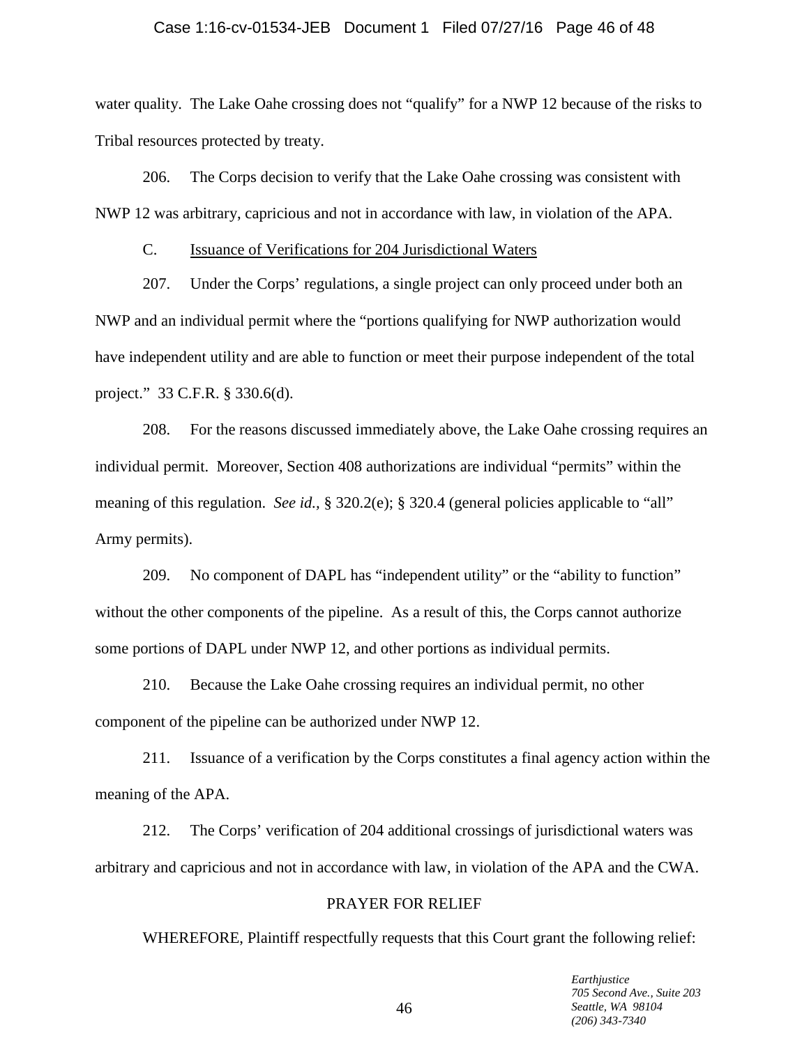water quality. The Lake Oahe crossing does not "qualify" for a NWP 12 because of the risks to Tribal resources protected by treaty.

206. The Corps decision to verify that the Lake Oahe crossing was consistent with NWP 12 was arbitrary, capricious and not in accordance with law, in violation of the APA.

C. Issuance of Verifications for 204 Jurisdictional Waters

207. Under the Corps' regulations, a single project can only proceed under both an NWP and an individual permit where the "portions qualifying for NWP authorization would have independent utility and are able to function or meet their purpose independent of the total project." 33 C.F.R. § 330.6(d).

208. For the reasons discussed immediately above, the Lake Oahe crossing requires an individual permit. Moreover, Section 408 authorizations are individual "permits" within the meaning of this regulation. *See id.*, § 320.2(e); § 320.4 (general policies applicable to "all" Army permits).

209. No component of DAPL has "independent utility" or the "ability to function" without the other components of the pipeline. As a result of this, the Corps cannot authorize some portions of DAPL under NWP 12, and other portions as individual permits.

210. Because the Lake Oahe crossing requires an individual permit, no other component of the pipeline can be authorized under NWP 12.

211. Issuance of a verification by the Corps constitutes a final agency action within the meaning of the APA.

212. The Corps' verification of 204 additional crossings of jurisdictional waters was arbitrary and capricious and not in accordance with law, in violation of the APA and the CWA.

PRAYER FOR RELIEF

WHEREFORE, Plaintiff respectfully requests that this Court grant the following relief:

*Earthjustice*
*705 Second Ave., Suite 203*
*Seattle, WA 98104*
*(206) 343-7340*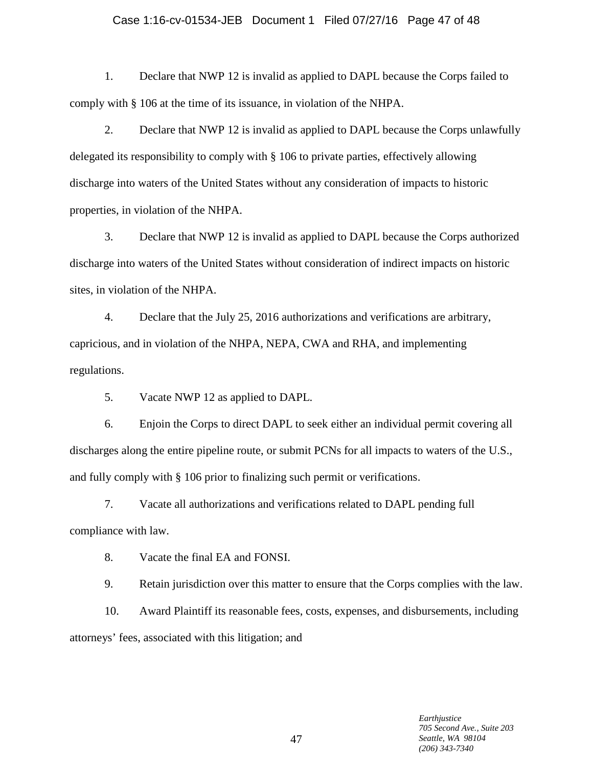1. Declare that NWP 12 is invalid as applied to DAPL because the Corps failed to comply with § 106 at the time of its issuance, in violation of the NHPA.

2. Declare that NWP 12 is invalid as applied to DAPL because the Corps unlawfully delegated its responsibility to comply with § 106 to private parties, effectively allowing discharge into waters of the United States without any consideration of impacts to historic properties, in violation of the NHPA.

3. Declare that NWP 12 is invalid as applied to DAPL because the Corps authorized discharge into waters of the United States without consideration of indirect impacts on historic sites, in violation of the NHPA.

4. Declare that the July 25, 2016 authorizations and verifications are arbitrary, capricious, and in violation of the NHPA, NEPA, CWA and RHA, and implementing regulations.

5. Vacate NWP 12 as applied to DAPL.

6. Enjoin the Corps to direct DAPL to seek either an individual permit covering all discharges along the entire pipeline route, or submit PCNs for all impacts to waters of the U.S., and fully comply with § 106 prior to finalizing such permit or verifications.

7. Vacate all authorizations and verifications related to DAPL pending full compliance with law.

8. Vacate the final EA and FONSI.

9. Retain jurisdiction over this matter to ensure that the Corps complies with the law.

10. Award Plaintiff its reasonable fees, costs, expenses, and disbursements, including attorneys' fees, associated with this litigation; and

*Earthjustice*
*705 Second Ave., Suite 203*
*Seattle, WA 98104*
*(206) 343-7340*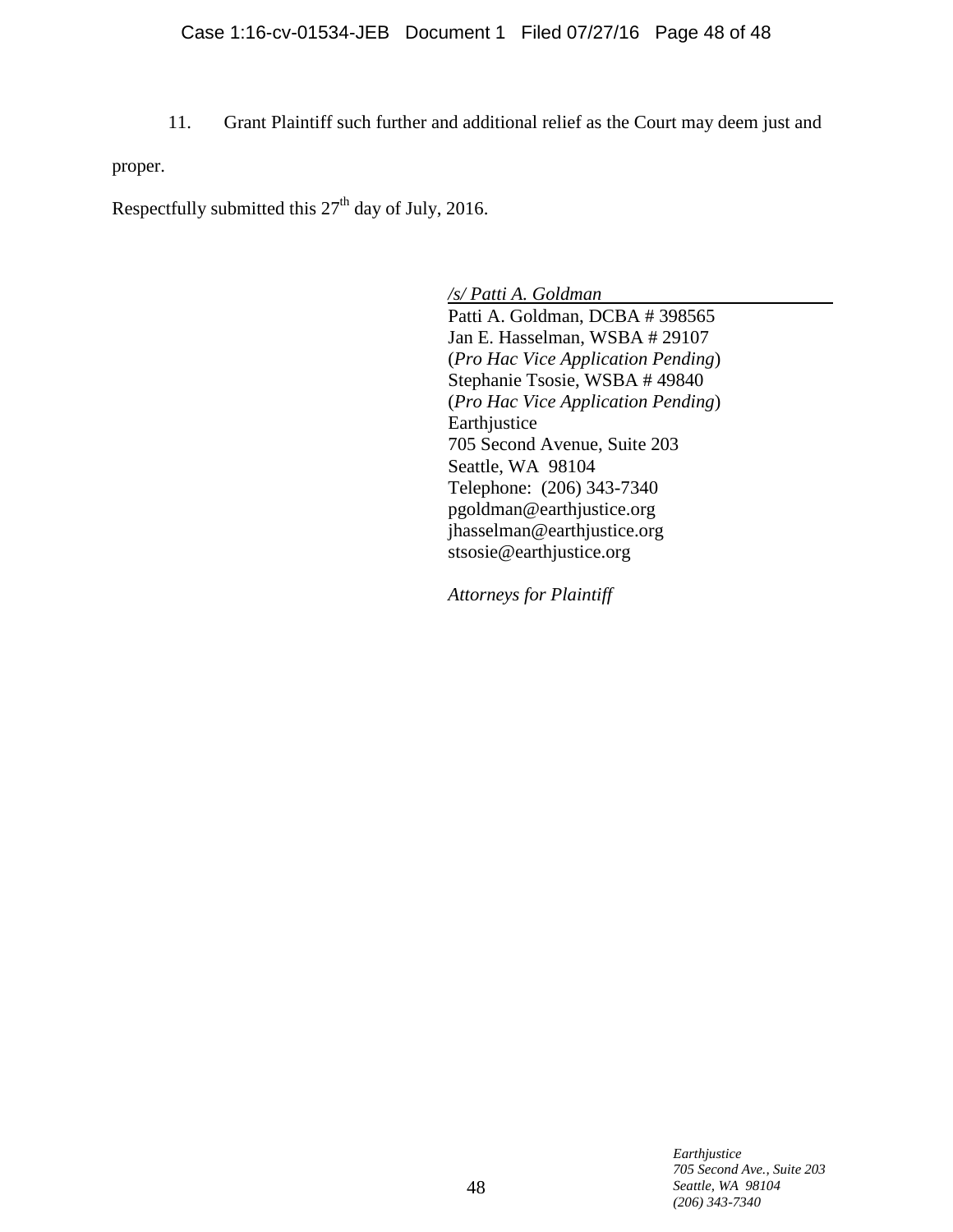11. Grant Plaintiff such further and additional relief as the Court may deem just and proper.

Respectfully submitted this 27th day of July, 2016.

*/s/ Patti A. Goldman*
Patti A. Goldman, DCBA # 398565
Jan E. Hasselman, WSBA # 29107
(*Pro Hac Vice Application Pending*)
Stephanie Tsosie, WSBA # 49840
(*Pro Hac Vice Application Pending*)
Earthjustice
705 Second Avenue, Suite 203
Seattle, WA 98104
Telephone: (206) 343-7340
pgoldman@earthjustice.org
jhasselman@earthjustice.org
stsosie@earthjustice.org

*Attorneys for Plaintiff*